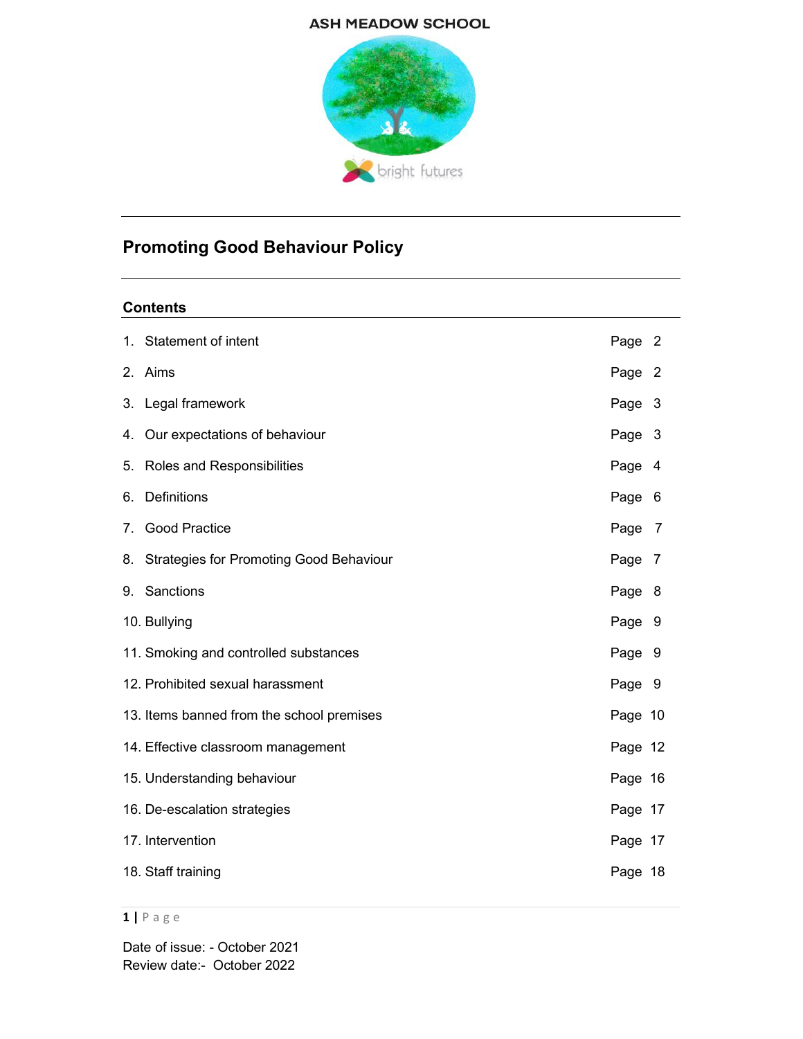ASH MEADOW SCHOOL

bright futures

# Promoting Good Behaviour Policy

## Contents

| | |
|---|---|
| 1. Statement of intent | Page 2 |
| 2. Aims | Page 2 |
| 3. Legal framework | Page 3 |
| 4. Our expectations of behaviour | Page 3 |
| 5. Roles and Responsibilities | Page 4 |
| 6. Definitions | Page 6 |
| 7. Good Practice | Page 7 |
| 8. Strategies for Promoting Good Behaviour | Page 7 |
| 9. Sanctions | Page 8 |
| 10. Bullying | Page 9 |
| 11. Smoking and controlled substances | Page 9 |
| 12. Prohibited sexual harassment | Page 9 |
| 13. Items banned from the school premises | Page 10 |
| 14. Effective classroom management | Page 12 |
| 15. Understanding behaviour | Page 16 |
| 16. De-escalation strategies | Page 17 |
| 17. Intervention | Page 17 |
| 18. Staff training | Page 18 |

Date of issue: - October 2021
Review date:- October 2022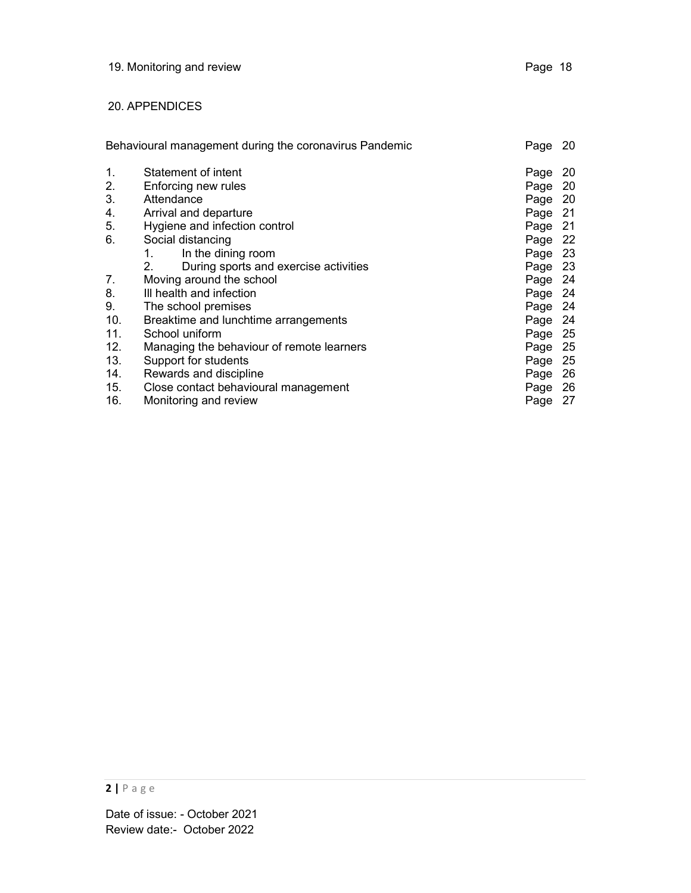19. Monitoring and review — Page 18

20. APPENDICES

| | | |
|---|---|---|
| Behavioural management during the coronavirus Pandemic | | Page 20 |
| 1. | Statement of intent | Page 20 |
| 2. | Enforcing new rules | Page 20 |
| 3. | Attendance | Page 20 |
| 4. | Arrival and departure | Page 21 |
| 5. | Hygiene and infection control | Page 21 |
| 6. | Social distancing | Page 22 |
| | 1. In the dining room | Page 23 |
| | 2. During sports and exercise activities | Page 23 |
| 7. | Moving around the school | Page 24 |
| 8. | Ill health and infection | Page 24 |
| 9. | The school premises | Page 24 |
| 10. | Breaktime and lunchtime arrangements | Page 24 |
| 11. | School uniform | Page 25 |
| 12. | Managing the behaviour of remote learners | Page 25 |
| 13. | Support for students | Page 25 |
| 14. | Rewards and discipline | Page 26 |
| 15. | Close contact behavioural management | Page 26 |
| 16. | Monitoring and review | Page 27 |

Date of issue: - October 2021
Review date:- October 2022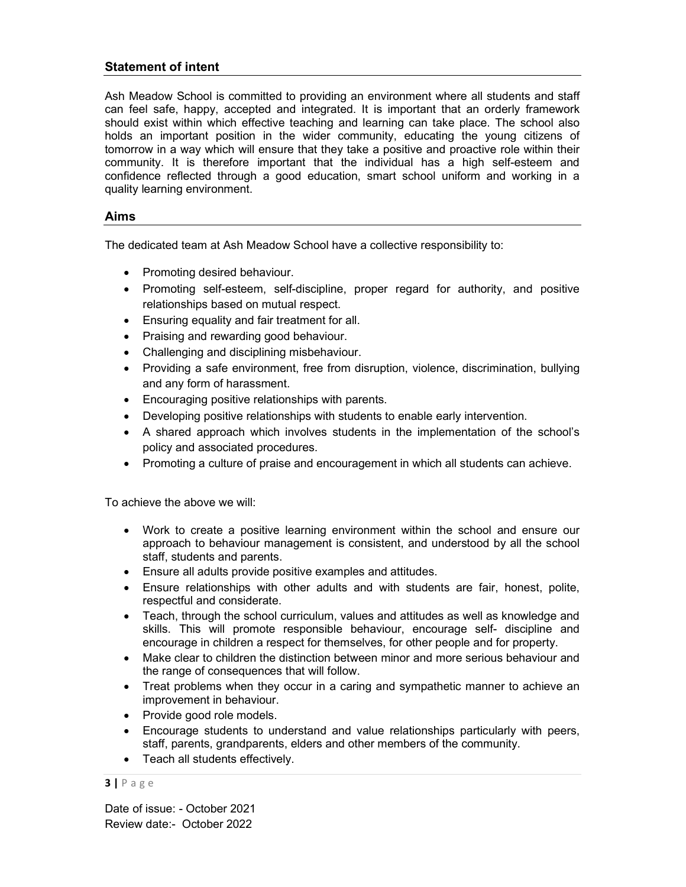## Statement of intent

Ash Meadow School is committed to providing an environment where all students and staff can feel safe, happy, accepted and integrated. It is important that an orderly framework should exist within which effective teaching and learning can take place. The school also holds an important position in the wider community, educating the young citizens of tomorrow in a way which will ensure that they take a positive and proactive role within their community. It is therefore important that the individual has a high self-esteem and confidence reflected through a good education, smart school uniform and working in a quality learning environment.

## Aims

The dedicated team at Ash Meadow School have a collective responsibility to:

- Promoting desired behaviour.
- Promoting self-esteem, self-discipline, proper regard for authority, and positive relationships based on mutual respect.
- Ensuring equality and fair treatment for all.
- Praising and rewarding good behaviour.
- Challenging and disciplining misbehaviour.
- Providing a safe environment, free from disruption, violence, discrimination, bullying and any form of harassment.
- Encouraging positive relationships with parents.
- Developing positive relationships with students to enable early intervention.
- A shared approach which involves students in the implementation of the school's policy and associated procedures.
- Promoting a culture of praise and encouragement in which all students can achieve.

To achieve the above we will:

- Work to create a positive learning environment within the school and ensure our approach to behaviour management is consistent, and understood by all the school staff, students and parents.
- Ensure all adults provide positive examples and attitudes.
- Ensure relationships with other adults and with students are fair, honest, polite, respectful and considerate.
- Teach, through the school curriculum, values and attitudes as well as knowledge and skills. This will promote responsible behaviour, encourage self- discipline and encourage in children a respect for themselves, for other people and for property.
- Make clear to children the distinction between minor and more serious behaviour and the range of consequences that will follow.
- Treat problems when they occur in a caring and sympathetic manner to achieve an improvement in behaviour.
- Provide good role models.
- Encourage students to understand and value relationships particularly with peers, staff, parents, grandparents, elders and other members of the community.
- Teach all students effectively.

Date of issue: - October 2021
Review date:- October 2022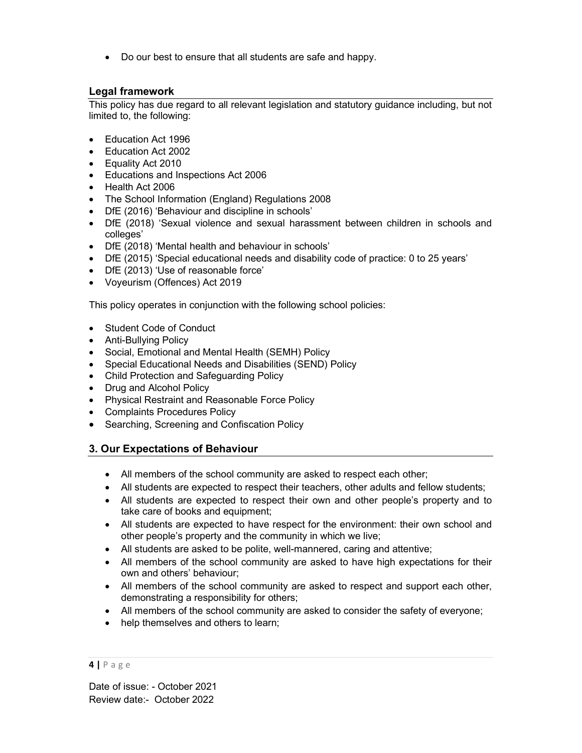- Do our best to ensure that all students are safe and happy.

## Legal framework

This policy has due regard to all relevant legislation and statutory guidance including, but not limited to, the following:

- Education Act 1996
- Education Act 2002
- Equality Act 2010
- Educations and Inspections Act 2006
- Health Act 2006
- The School Information (England) Regulations 2008
- DfE (2016) 'Behaviour and discipline in schools'
- DfE (2018) 'Sexual violence and sexual harassment between children in schools and colleges'
- DfE (2018) 'Mental health and behaviour in schools'
- DfE (2015) 'Special educational needs and disability code of practice: 0 to 25 years'
- DfE (2013) 'Use of reasonable force'
- Voyeurism (Offences) Act 2019

This policy operates in conjunction with the following school policies:

- Student Code of Conduct
- Anti-Bullying Policy
- Social, Emotional and Mental Health (SEMH) Policy
- Special Educational Needs and Disabilities (SEND) Policy
- Child Protection and Safeguarding Policy
- Drug and Alcohol Policy
- Physical Restraint and Reasonable Force Policy
- Complaints Procedures Policy
- Searching, Screening and Confiscation Policy

## 3. Our Expectations of Behaviour

- All members of the school community are asked to respect each other;
- All students are expected to respect their teachers, other adults and fellow students;
- All students are expected to respect their own and other people's property and to take care of books and equipment;
- All students are expected to have respect for the environment: their own school and other people's property and the community in which we live;
- All students are asked to be polite, well-mannered, caring and attentive;
- All members of the school community are asked to have high expectations for their own and others' behaviour;
- All members of the school community are asked to respect and support each other, demonstrating a responsibility for others;
- All members of the school community are asked to consider the safety of everyone;
- help themselves and others to learn;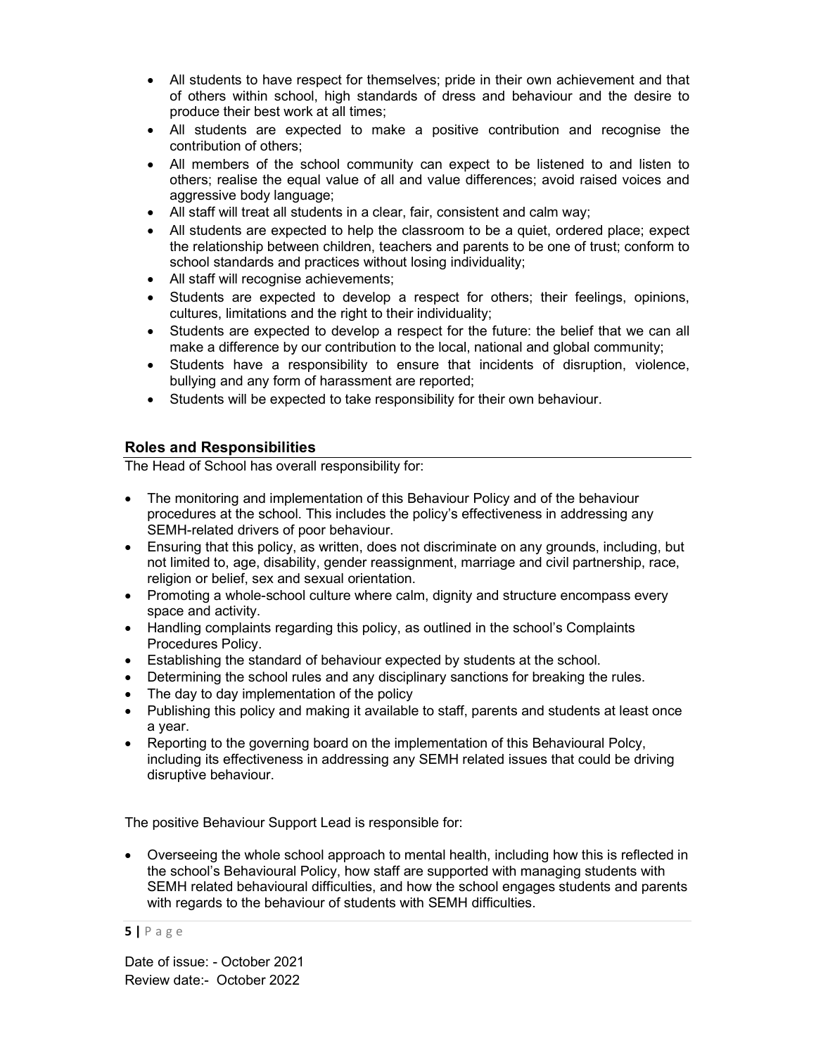- All students to have respect for themselves; pride in their own achievement and that of others within school, high standards of dress and behaviour and the desire to produce their best work at all times;
- All students are expected to make a positive contribution and recognise the contribution of others;
- All members of the school community can expect to be listened to and listen to others; realise the equal value of all and value differences; avoid raised voices and aggressive body language;
- All staff will treat all students in a clear, fair, consistent and calm way;
- All students are expected to help the classroom to be a quiet, ordered place; expect the relationship between children, teachers and parents to be one of trust; conform to school standards and practices without losing individuality;
- All staff will recognise achievements;
- Students are expected to develop a respect for others; their feelings, opinions, cultures, limitations and the right to their individuality;
- Students are expected to develop a respect for the future: the belief that we can all make a difference by our contribution to the local, national and global community;
- Students have a responsibility to ensure that incidents of disruption, violence, bullying and any form of harassment are reported;
- Students will be expected to take responsibility for their own behaviour.

## Roles and Responsibilities

The Head of School has overall responsibility for:

- The monitoring and implementation of this Behaviour Policy and of the behaviour procedures at the school. This includes the policy's effectiveness in addressing any SEMH-related drivers of poor behaviour.
- Ensuring that this policy, as written, does not discriminate on any grounds, including, but not limited to, age, disability, gender reassignment, marriage and civil partnership, race, religion or belief, sex and sexual orientation.
- Promoting a whole-school culture where calm, dignity and structure encompass every space and activity.
- Handling complaints regarding this policy, as outlined in the school's Complaints Procedures Policy.
- Establishing the standard of behaviour expected by students at the school.
- Determining the school rules and any disciplinary sanctions for breaking the rules.
- The day to day implementation of the policy
- Publishing this policy and making it available to staff, parents and students at least once a year.
- Reporting to the governing board on the implementation of this Behavioural Polcy, including its effectiveness in addressing any SEMH related issues that could be driving disruptive behaviour.

The positive Behaviour Support Lead is responsible for:

- Overseeing the whole school approach to mental health, including how this is reflected in the school's Behavioural Policy, how staff are supported with managing students with SEMH related behavioural difficulties, and how the school engages students and parents with regards to the behaviour of students with SEMH difficulties.

Date of issue: - October 2021
Review date:- October 2022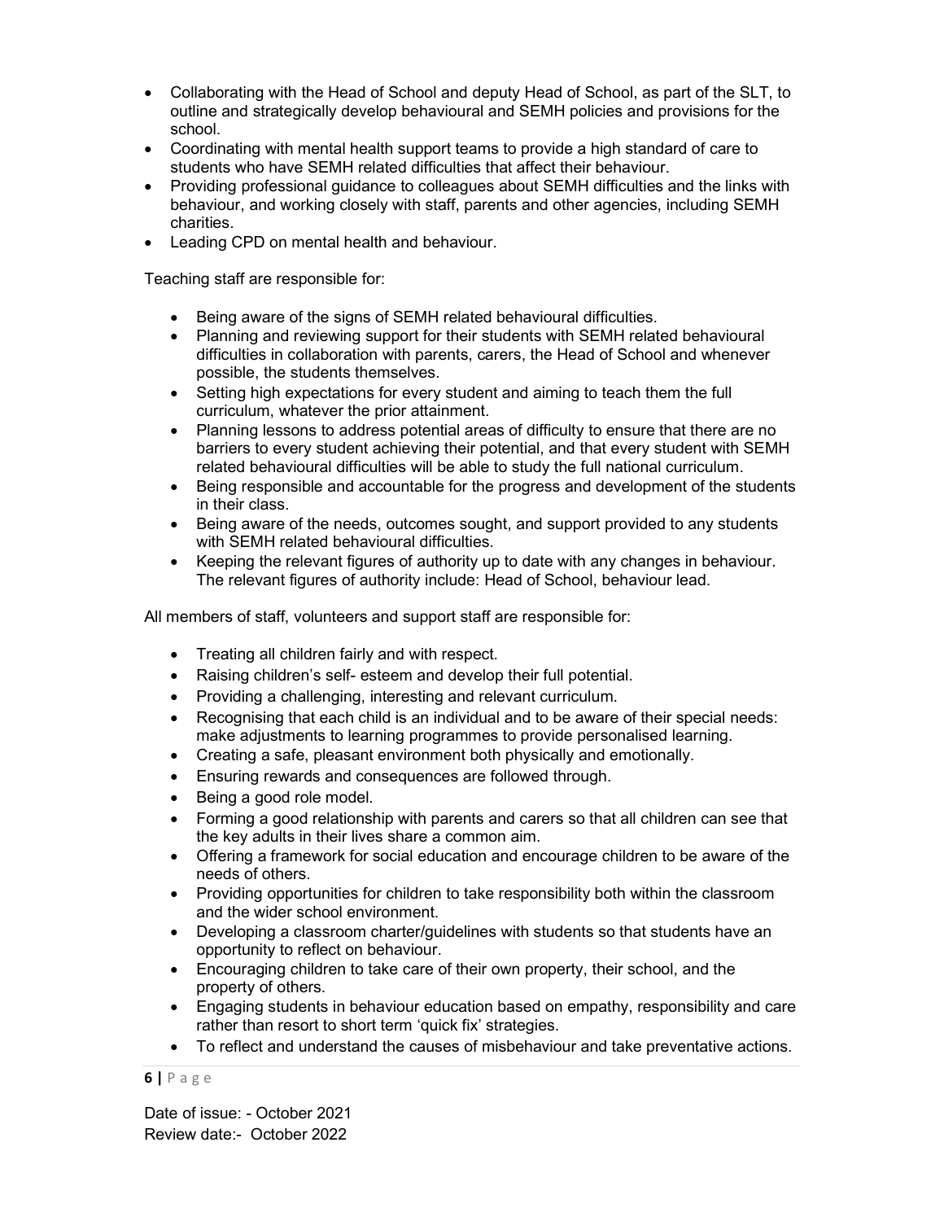- Collaborating with the Head of School and deputy Head of School, as part of the SLT, to outline and strategically develop behavioural and SEMH policies and provisions for the school.
- Coordinating with mental health support teams to provide a high standard of care to students who have SEMH related difficulties that affect their behaviour.
- Providing professional guidance to colleagues about SEMH difficulties and the links with behaviour, and working closely with staff, parents and other agencies, including SEMH charities.
- Leading CPD on mental health and behaviour.

Teaching staff are responsible for:

- Being aware of the signs of SEMH related behavioural difficulties.
- Planning and reviewing support for their students with SEMH related behavioural difficulties in collaboration with parents, carers, the Head of School and whenever possible, the students themselves.
- Setting high expectations for every student and aiming to teach them the full curriculum, whatever the prior attainment.
- Planning lessons to address potential areas of difficulty to ensure that there are no barriers to every student achieving their potential, and that every student with SEMH related behavioural difficulties will be able to study the full national curriculum.
- Being responsible and accountable for the progress and development of the students in their class.
- Being aware of the needs, outcomes sought, and support provided to any students with SEMH related behavioural difficulties.
- Keeping the relevant figures of authority up to date with any changes in behaviour. The relevant figures of authority include: Head of School, behaviour lead.

All members of staff, volunteers and support staff are responsible for:

- Treating all children fairly and with respect.
- Raising children's self- esteem and develop their full potential.
- Providing a challenging, interesting and relevant curriculum.
- Recognising that each child is an individual and to be aware of their special needs: make adjustments to learning programmes to provide personalised learning.
- Creating a safe, pleasant environment both physically and emotionally.
- Ensuring rewards and consequences are followed through.
- Being a good role model.
- Forming a good relationship with parents and carers so that all children can see that the key adults in their lives share a common aim.
- Offering a framework for social education and encourage children to be aware of the needs of others.
- Providing opportunities for children to take responsibility both within the classroom and the wider school environment.
- Developing a classroom charter/guidelines with students so that students have an opportunity to reflect on behaviour.
- Encouraging children to take care of their own property, their school, and the property of others.
- Engaging students in behaviour education based on empathy, responsibility and care rather than resort to short term 'quick fix' strategies.
- To reflect and understand the causes of misbehaviour and take preventative actions.

Date of issue: - October 2021
Review date:- October 2022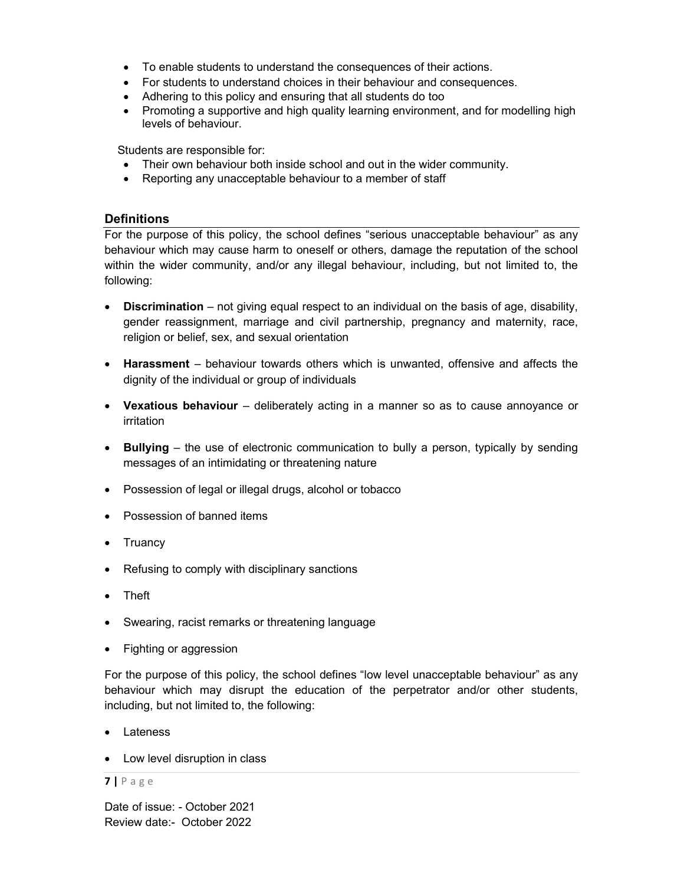- To enable students to understand the consequences of their actions.
- For students to understand choices in their behaviour and consequences.
- Adhering to this policy and ensuring that all students do too
- Promoting a supportive and high quality learning environment, and for modelling high levels of behaviour.

Students are responsible for:

- Their own behaviour both inside school and out in the wider community.
- Reporting any unacceptable behaviour to a member of staff

## Definitions

For the purpose of this policy, the school defines "serious unacceptable behaviour" as any behaviour which may cause harm to oneself or others, damage the reputation of the school within the wider community, and/or any illegal behaviour, including, but not limited to, the following:

- **Discrimination** – not giving equal respect to an individual on the basis of age, disability, gender reassignment, marriage and civil partnership, pregnancy and maternity, race, religion or belief, sex, and sexual orientation
- **Harassment** – behaviour towards others which is unwanted, offensive and affects the dignity of the individual or group of individuals
- **Vexatious behaviour** – deliberately acting in a manner so as to cause annoyance or irritation
- **Bullying** – the use of electronic communication to bully a person, typically by sending messages of an intimidating or threatening nature
- Possession of legal or illegal drugs, alcohol or tobacco
- Possession of banned items
- Truancy
- Refusing to comply with disciplinary sanctions
- Theft
- Swearing, racist remarks or threatening language
- Fighting or aggression

For the purpose of this policy, the school defines "low level unacceptable behaviour" as any behaviour which may disrupt the education of the perpetrator and/or other students, including, but not limited to, the following:

- Lateness
- Low level disruption in class

Date of issue: - October 2021
Review date:- October 2022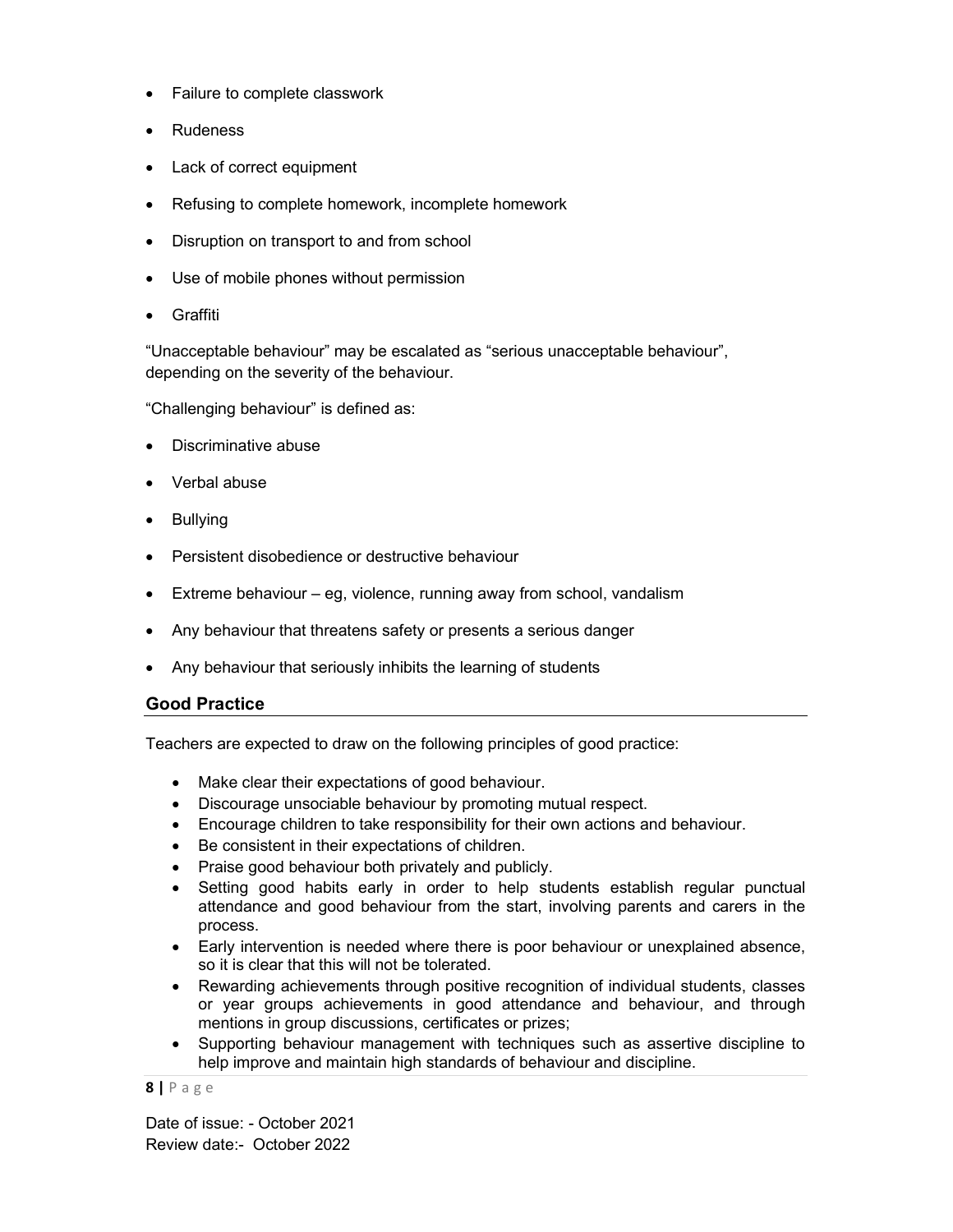- Failure to complete classwork
- Rudeness
- Lack of correct equipment
- Refusing to complete homework, incomplete homework
- Disruption on transport to and from school
- Use of mobile phones without permission
- Graffiti

"Unacceptable behaviour" may be escalated as "serious unacceptable behaviour", depending on the severity of the behaviour.

"Challenging behaviour" is defined as:

- Discriminative abuse
- Verbal abuse
- Bullying
- Persistent disobedience or destructive behaviour
- Extreme behaviour – eg, violence, running away from school, vandalism
- Any behaviour that threatens safety or presents a serious danger
- Any behaviour that seriously inhibits the learning of students

## Good Practice

Teachers are expected to draw on the following principles of good practice:

- Make clear their expectations of good behaviour.
- Discourage unsociable behaviour by promoting mutual respect.
- Encourage children to take responsibility for their own actions and behaviour.
- Be consistent in their expectations of children.
- Praise good behaviour both privately and publicly.
- Setting good habits early in order to help students establish regular punctual attendance and good behaviour from the start, involving parents and carers in the process.
- Early intervention is needed where there is poor behaviour or unexplained absence, so it is clear that this will not be tolerated.
- Rewarding achievements through positive recognition of individual students, classes or year groups achievements in good attendance and behaviour, and through mentions in group discussions, certificates or prizes;
- Supporting behaviour management with techniques such as assertive discipline to help improve and maintain high standards of behaviour and discipline.

Date of issue: - October 2021
Review date:- October 2022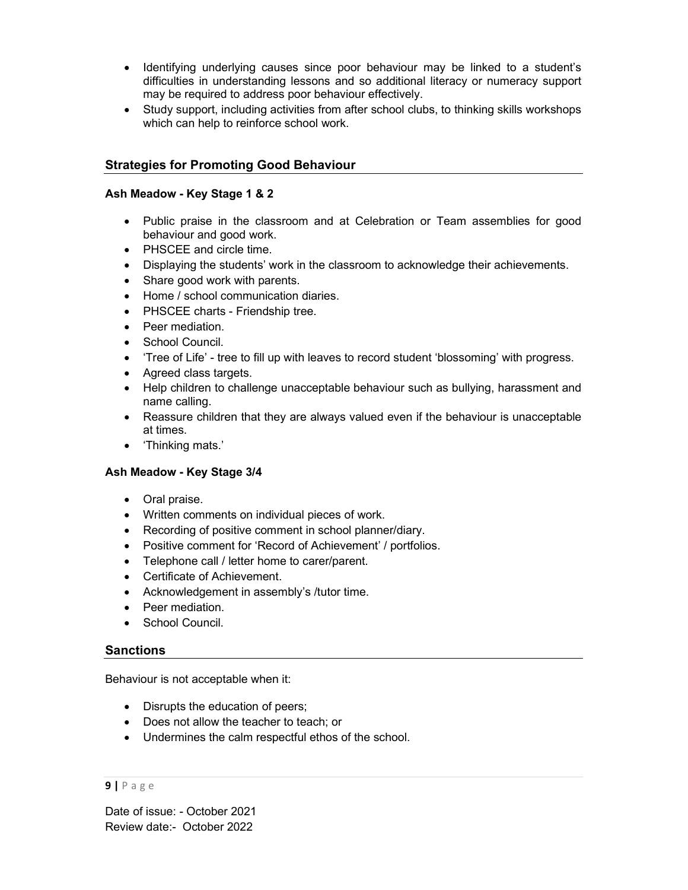- Identifying underlying causes since poor behaviour may be linked to a student's difficulties in understanding lessons and so additional literacy or numeracy support may be required to address poor behaviour effectively.
- Study support, including activities from after school clubs, to thinking skills workshops which can help to reinforce school work.

## Strategies for Promoting Good Behaviour

### Ash Meadow - Key Stage 1 & 2

- Public praise in the classroom and at Celebration or Team assemblies for good behaviour and good work.
- PHSCEE and circle time.
- Displaying the students' work in the classroom to acknowledge their achievements.
- Share good work with parents.
- Home / school communication diaries.
- PHSCEE charts - Friendship tree.
- Peer mediation.
- School Council.
- 'Tree of Life' - tree to fill up with leaves to record student 'blossoming' with progress.
- Agreed class targets.
- Help children to challenge unacceptable behaviour such as bullying, harassment and name calling.
- Reassure children that they are always valued even if the behaviour is unacceptable at times.
- 'Thinking mats.'

### Ash Meadow - Key Stage 3/4

- Oral praise.
- Written comments on individual pieces of work.
- Recording of positive comment in school planner/diary.
- Positive comment for 'Record of Achievement' / portfolios.
- Telephone call / letter home to carer/parent.
- Certificate of Achievement.
- Acknowledgement in assembly's /tutor time.
- Peer mediation.
- School Council.

## Sanctions

Behaviour is not acceptable when it:

- Disrupts the education of peers;
- Does not allow the teacher to teach; or
- Undermines the calm respectful ethos of the school.

Date of issue: - October 2021
Review date:- October 2022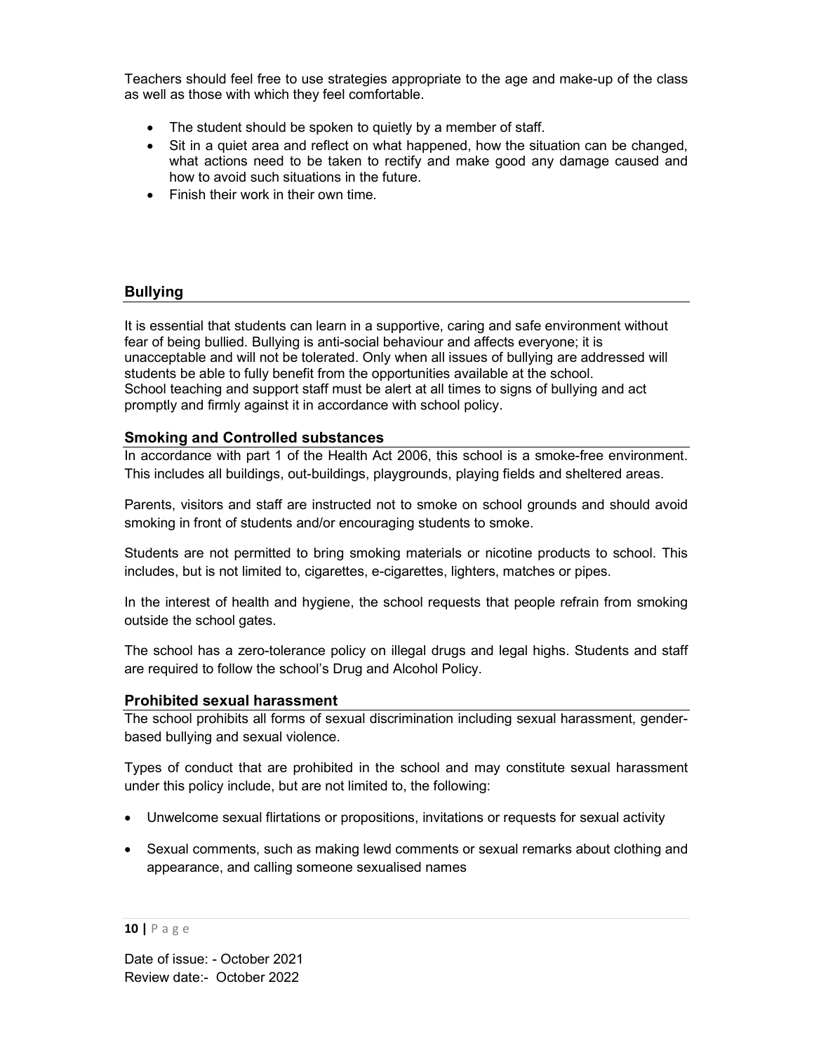Teachers should feel free to use strategies appropriate to the age and make-up of the class as well as those with which they feel comfortable.

- The student should be spoken to quietly by a member of staff.
- Sit in a quiet area and reflect on what happened, how the situation can be changed, what actions need to be taken to rectify and make good any damage caused and how to avoid such situations in the future.
- Finish their work in their own time.

## Bullying

It is essential that students can learn in a supportive, caring and safe environment without fear of being bullied. Bullying is anti-social behaviour and affects everyone; it is unacceptable and will not be tolerated. Only when all issues of bullying are addressed will students be able to fully benefit from the opportunities available at the school.
School teaching and support staff must be alert at all times to signs of bullying and act promptly and firmly against it in accordance with school policy.

## Smoking and Controlled substances

In accordance with part 1 of the Health Act 2006, this school is a smoke-free environment. This includes all buildings, out-buildings, playgrounds, playing fields and sheltered areas.

Parents, visitors and staff are instructed not to smoke on school grounds and should avoid smoking in front of students and/or encouraging students to smoke.

Students are not permitted to bring smoking materials or nicotine products to school. This includes, but is not limited to, cigarettes, e-cigarettes, lighters, matches or pipes.

In the interest of health and hygiene, the school requests that people refrain from smoking outside the school gates.

The school has a zero-tolerance policy on illegal drugs and legal highs. Students and staff are required to follow the school's Drug and Alcohol Policy.

## Prohibited sexual harassment

The school prohibits all forms of sexual discrimination including sexual harassment, gender-based bullying and sexual violence.

Types of conduct that are prohibited in the school and may constitute sexual harassment under this policy include, but are not limited to, the following:

- Unwelcome sexual flirtations or propositions, invitations or requests for sexual activity
- Sexual comments, such as making lewd comments or sexual remarks about clothing and appearance, and calling someone sexualised names

Date of issue: - October 2021
Review date:- October 2022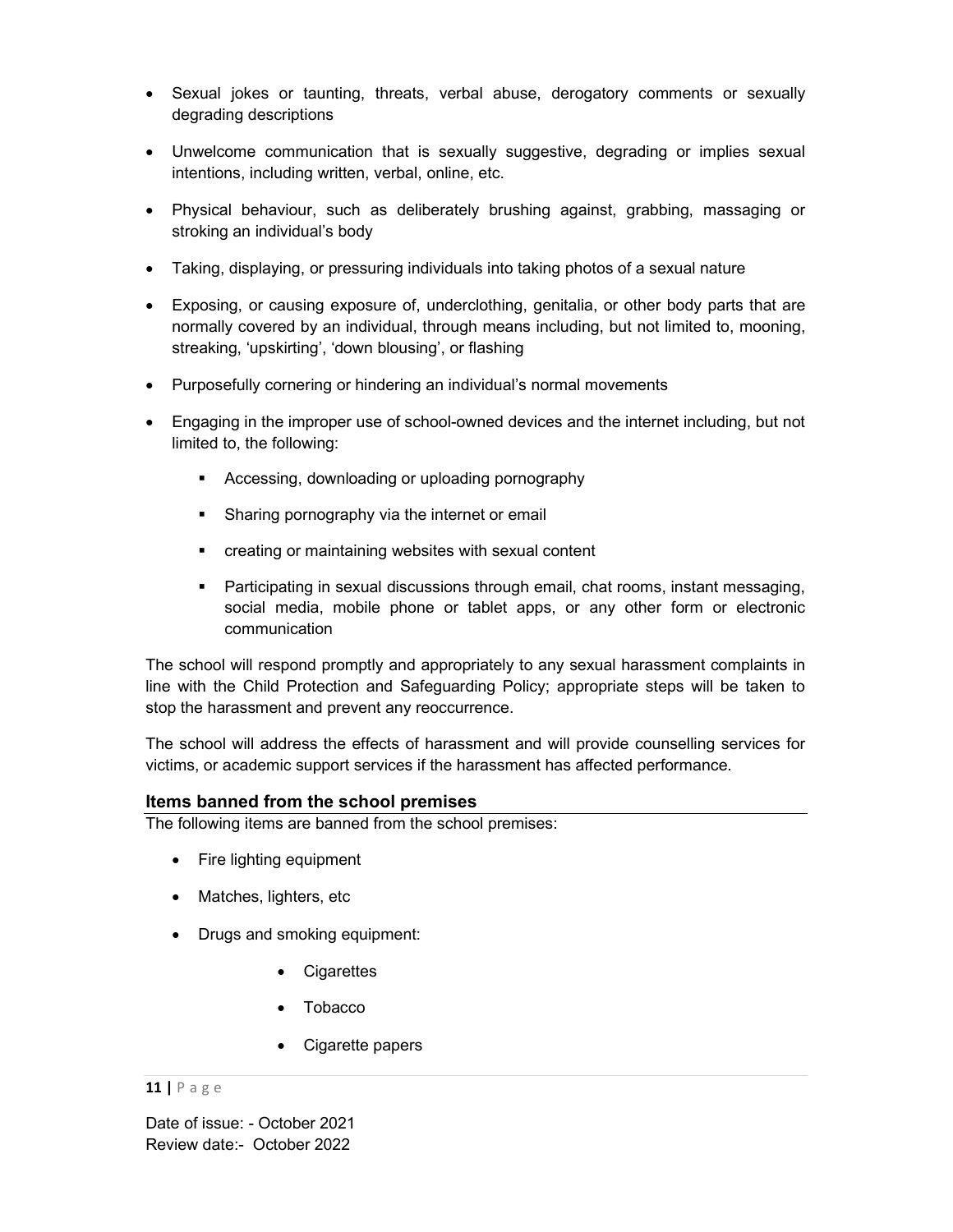- Sexual jokes or taunting, threats, verbal abuse, derogatory comments or sexually degrading descriptions
- Unwelcome communication that is sexually suggestive, degrading or implies sexual intentions, including written, verbal, online, etc.
- Physical behaviour, such as deliberately brushing against, grabbing, massaging or stroking an individual's body
- Taking, displaying, or pressuring individuals into taking photos of a sexual nature
- Exposing, or causing exposure of, underclothing, genitalia, or other body parts that are normally covered by an individual, through means including, but not limited to, mooning, streaking, 'upskirting', 'down blousing', or flashing
- Purposefully cornering or hindering an individual's normal movements
- Engaging in the improper use of school-owned devices and the internet including, but not limited to, the following:
  - Accessing, downloading or uploading pornography
  - Sharing pornography via the internet or email
  - creating or maintaining websites with sexual content
  - Participating in sexual discussions through email, chat rooms, instant messaging, social media, mobile phone or tablet apps, or any other form or electronic communication

The school will respond promptly and appropriately to any sexual harassment complaints in line with the Child Protection and Safeguarding Policy; appropriate steps will be taken to stop the harassment and prevent any reoccurrence.

The school will address the effects of harassment and will provide counselling services for victims, or academic support services if the harassment has affected performance.

### Items banned from the school premises

The following items are banned from the school premises:

- Fire lighting equipment
- Matches, lighters, etc
- Drugs and smoking equipment:
  - Cigarettes
  - Tobacco
  - Cigarette papers

Date of issue: - October 2021
Review date:- October 2022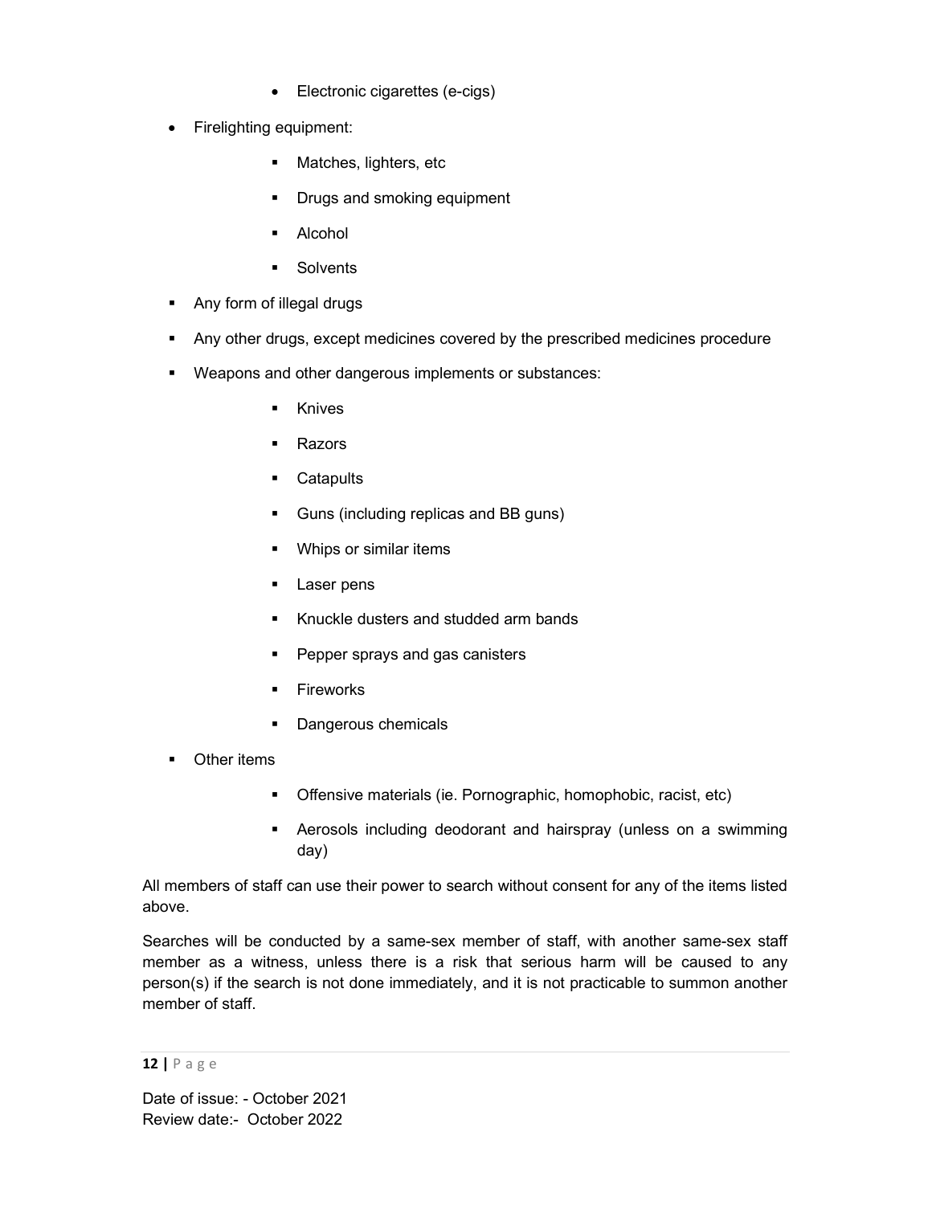- Electronic cigarettes (e-cigs)

- Firelighting equipment:
    - Matches, lighters, etc
    - Drugs and smoking equipment
    - Alcohol
    - Solvents
- Any form of illegal drugs
- Any other drugs, except medicines covered by the prescribed medicines procedure
- Weapons and other dangerous implements or substances:
    - Knives
    - Razors
    - Catapults
    - Guns (including replicas and BB guns)
    - Whips or similar items
    - Laser pens
    - Knuckle dusters and studded arm bands
    - Pepper sprays and gas canisters
    - Fireworks
    - Dangerous chemicals
- Other items
    - Offensive materials (ie. Pornographic, homophobic, racist, etc)
    - Aerosols including deodorant and hairspray (unless on a swimming day)

All members of staff can use their power to search without consent for any of the items listed above.

Searches will be conducted by a same-sex member of staff, with another same-sex staff member as a witness, unless there is a risk that serious harm will be caused to any person(s) if the search is not done immediately, and it is not practicable to summon another member of staff.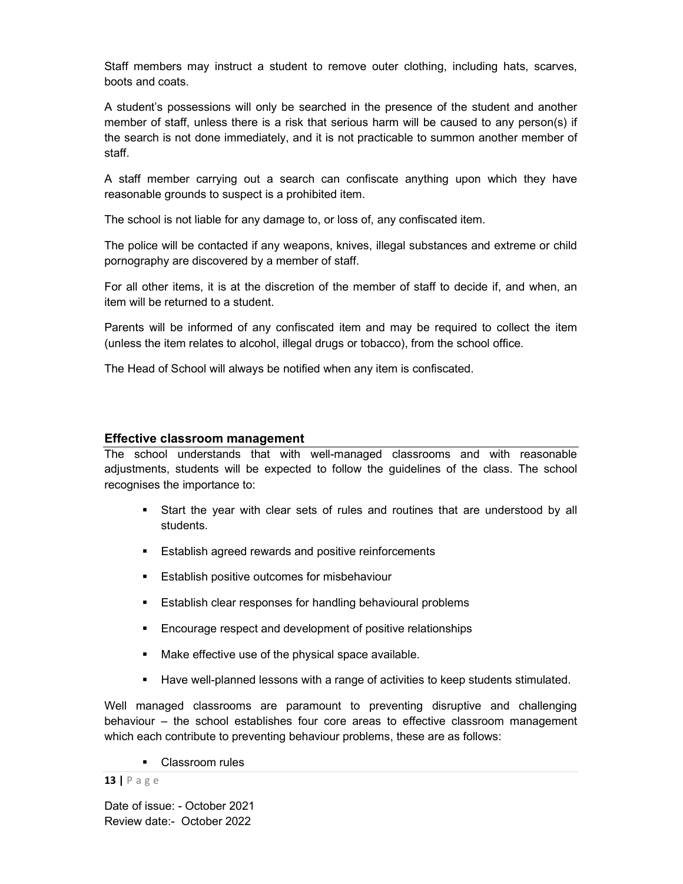Staff members may instruct a student to remove outer clothing, including hats, scarves, boots and coats.

A student's possessions will only be searched in the presence of the student and another member of staff, unless there is a risk that serious harm will be caused to any person(s) if the search is not done immediately, and it is not practicable to summon another member of staff.

A staff member carrying out a search can confiscate anything upon which they have reasonable grounds to suspect is a prohibited item.

The school is not liable for any damage to, or loss of, any confiscated item.

The police will be contacted if any weapons, knives, illegal substances and extreme or child pornography are discovered by a member of staff.

For all other items, it is at the discretion of the member of staff to decide if, and when, an item will be returned to a student.

Parents will be informed of any confiscated item and may be required to collect the item (unless the item relates to alcohol, illegal drugs or tobacco), from the school office.

The Head of School will always be notified when any item is confiscated.

## Effective classroom management

The school understands that with well-managed classrooms and with reasonable adjustments, students will be expected to follow the guidelines of the class. The school recognises the importance to:

- Start the year with clear sets of rules and routines that are understood by all students.
- Establish agreed rewards and positive reinforcements
- Establish positive outcomes for misbehaviour
- Establish clear responses for handling behavioural problems
- Encourage respect and development of positive relationships
- Make effective use of the physical space available.
- Have well-planned lessons with a range of activities to keep students stimulated.

Well managed classrooms are paramount to preventing disruptive and challenging behaviour – the school establishes four core areas to effective classroom management which each contribute to preventing behaviour problems, these are as follows:

- Classroom rules

Date of issue: - October 2021
Review date:- October 2022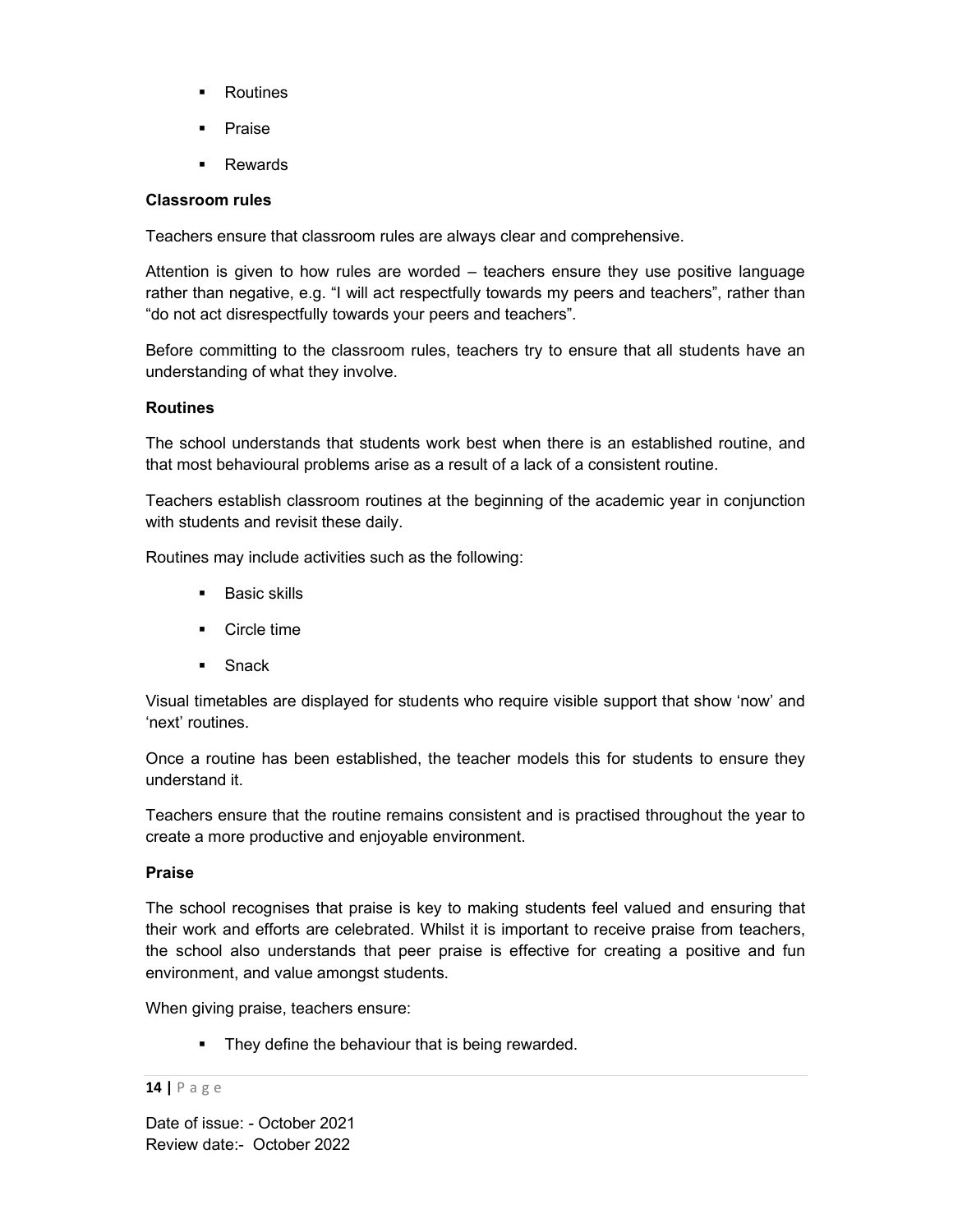- Routines
- Praise
- Rewards

**Classroom rules**

Teachers ensure that classroom rules are always clear and comprehensive.

Attention is given to how rules are worded – teachers ensure they use positive language rather than negative, e.g. "I will act respectfully towards my peers and teachers", rather than "do not act disrespectfully towards your peers and teachers".

Before committing to the classroom rules, teachers try to ensure that all students have an understanding of what they involve.

**Routines**

The school understands that students work best when there is an established routine, and that most behavioural problems arise as a result of a lack of a consistent routine.

Teachers establish classroom routines at the beginning of the academic year in conjunction with students and revisit these daily.

Routines may include activities such as the following:

- Basic skills
- Circle time
- Snack

Visual timetables are displayed for students who require visible support that show 'now' and 'next' routines.

Once a routine has been established, the teacher models this for students to ensure they understand it.

Teachers ensure that the routine remains consistent and is practised throughout the year to create a more productive and enjoyable environment.

**Praise**

The school recognises that praise is key to making students feel valued and ensuring that their work and efforts are celebrated. Whilst it is important to receive praise from teachers, the school also understands that peer praise is effective for creating a positive and fun environment, and value amongst students.

When giving praise, teachers ensure:

- They define the behaviour that is being rewarded.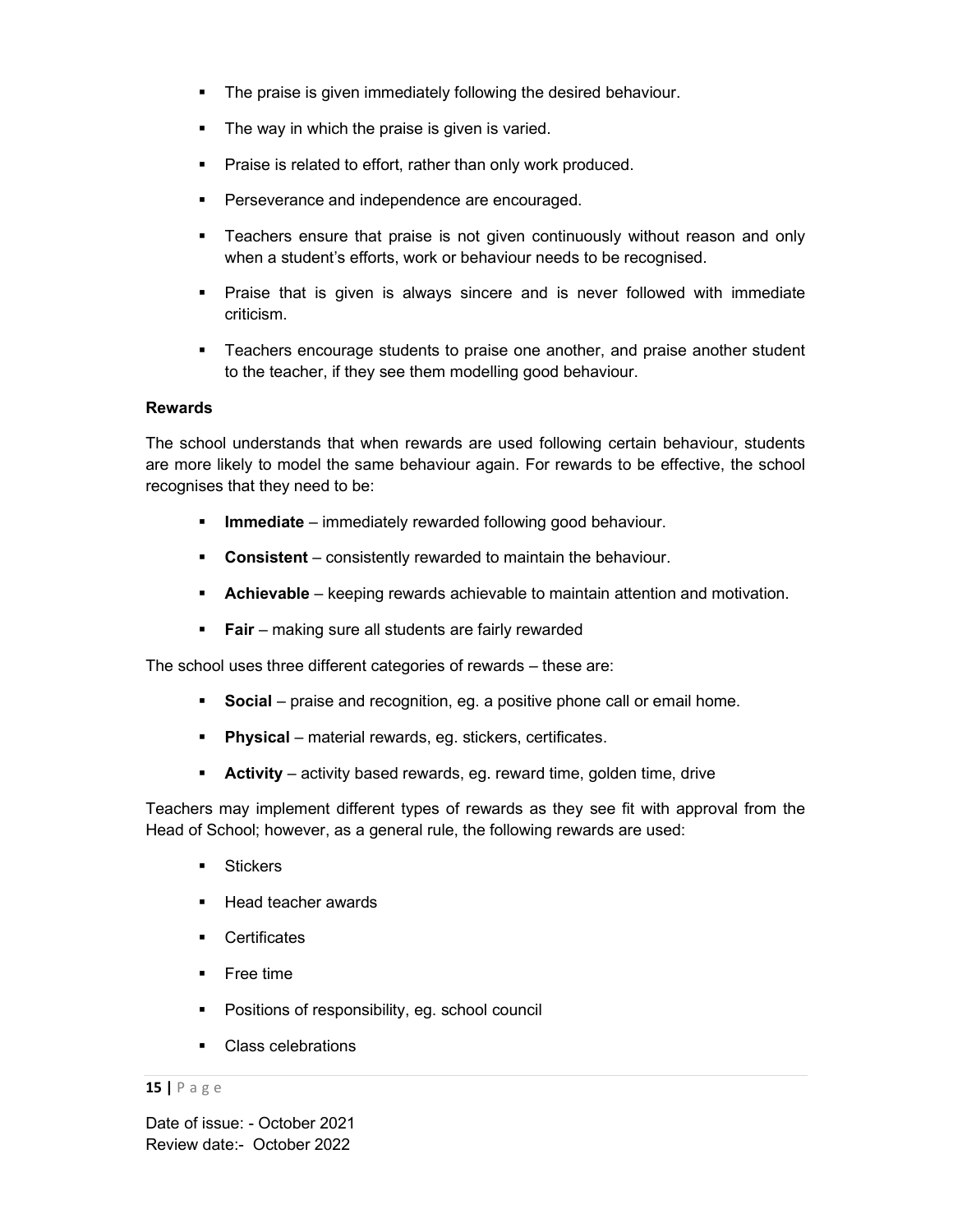- The praise is given immediately following the desired behaviour.
- The way in which the praise is given is varied.
- Praise is related to effort, rather than only work produced.
- Perseverance and independence are encouraged.
- Teachers ensure that praise is not given continuously without reason and only when a student's efforts, work or behaviour needs to be recognised.
- Praise that is given is always sincere and is never followed with immediate criticism.
- Teachers encourage students to praise one another, and praise another student to the teacher, if they see them modelling good behaviour.

**Rewards**

The school understands that when rewards are used following certain behaviour, students are more likely to model the same behaviour again. For rewards to be effective, the school recognises that they need to be:

- **Immediate** – immediately rewarded following good behaviour.
- **Consistent** – consistently rewarded to maintain the behaviour.
- **Achievable** – keeping rewards achievable to maintain attention and motivation.
- **Fair** – making sure all students are fairly rewarded

The school uses three different categories of rewards – these are:

- **Social** – praise and recognition, eg. a positive phone call or email home.
- **Physical** – material rewards, eg. stickers, certificates.
- **Activity** – activity based rewards, eg. reward time, golden time, drive

Teachers may implement different types of rewards as they see fit with approval from the Head of School; however, as a general rule, the following rewards are used:

- Stickers
- Head teacher awards
- Certificates
- Free time
- Positions of responsibility, eg. school council
- Class celebrations

Date of issue: - October 2021
Review date:- October 2022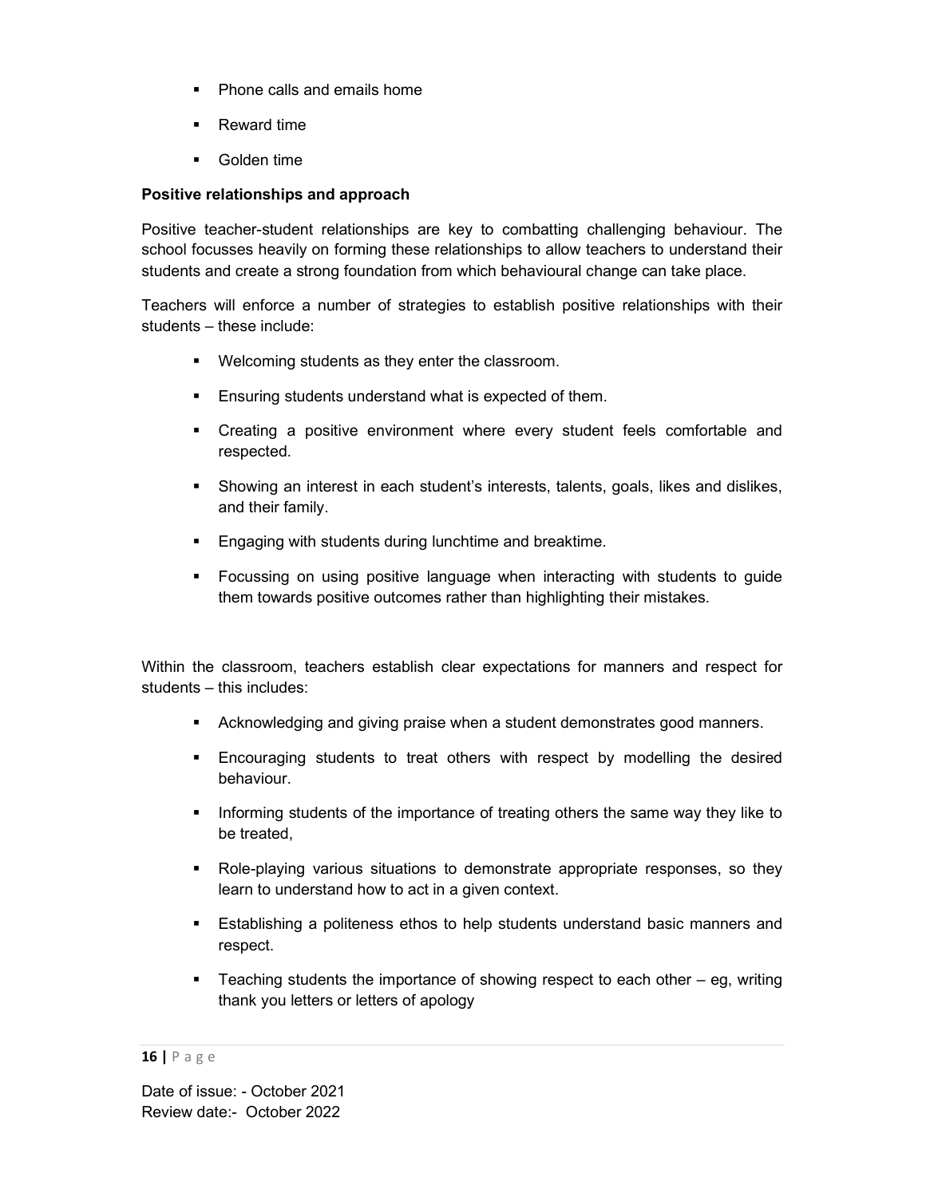- Phone calls and emails home
- Reward time
- Golden time

**Positive relationships and approach**

Positive teacher-student relationships are key to combatting challenging behaviour. The school focusses heavily on forming these relationships to allow teachers to understand their students and create a strong foundation from which behavioural change can take place.

Teachers will enforce a number of strategies to establish positive relationships with their students – these include:

- Welcoming students as they enter the classroom.
- Ensuring students understand what is expected of them.
- Creating a positive environment where every student feels comfortable and respected.
- Showing an interest in each student's interests, talents, goals, likes and dislikes, and their family.
- Engaging with students during lunchtime and breaktime.
- Focussing on using positive language when interacting with students to guide them towards positive outcomes rather than highlighting their mistakes.

Within the classroom, teachers establish clear expectations for manners and respect for students – this includes:

- Acknowledging and giving praise when a student demonstrates good manners.
- Encouraging students to treat others with respect by modelling the desired behaviour.
- Informing students of the importance of treating others the same way they like to be treated,
- Role-playing various situations to demonstrate appropriate responses, so they learn to understand how to act in a given context.
- Establishing a politeness ethos to help students understand basic manners and respect.
- Teaching students the importance of showing respect to each other – eg, writing thank you letters or letters of apology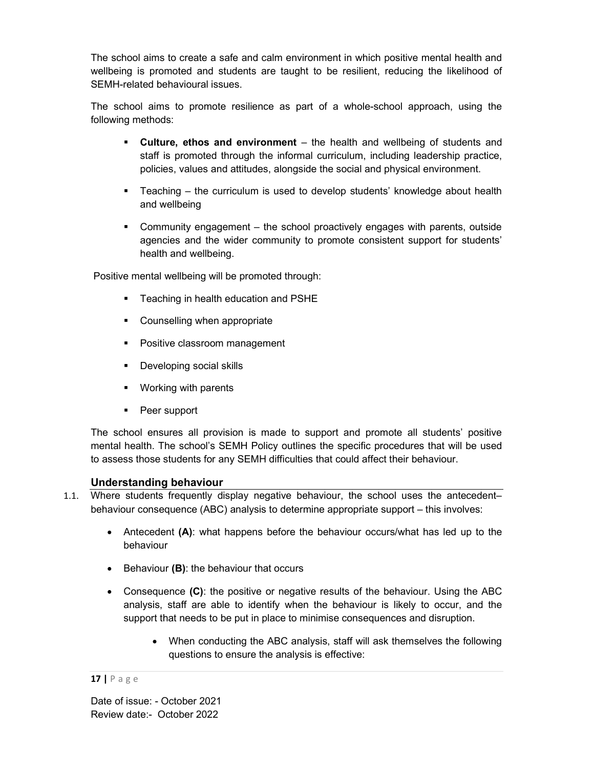The school aims to create a safe and calm environment in which positive mental health and wellbeing is promoted and students are taught to be resilient, reducing the likelihood of SEMH-related behavioural issues.

The school aims to promote resilience as part of a whole-school approach, using the following methods:

- **Culture, ethos and environment** – the health and wellbeing of students and staff is promoted through the informal curriculum, including leadership practice, policies, values and attitudes, alongside the social and physical environment.
- Teaching – the curriculum is used to develop students' knowledge about health and wellbeing
- Community engagement – the school proactively engages with parents, outside agencies and the wider community to promote consistent support for students' health and wellbeing.

Positive mental wellbeing will be promoted through:

- Teaching in health education and PSHE
- Counselling when appropriate
- Positive classroom management
- Developing social skills
- Working with parents
- Peer support

The school ensures all provision is made to support and promote all students' positive mental health. The school's SEMH Policy outlines the specific procedures that will be used to assess those students for any SEMH difficulties that could affect their behaviour.

## Understanding behaviour

1.1. Where students frequently display negative behaviour, the school uses the antecedent–behaviour consequence (ABC) analysis to determine appropriate support – this involves:

- Antecedent **(A)**: what happens before the behaviour occurs/what has led up to the behaviour
- Behaviour **(B)**: the behaviour that occurs
- Consequence **(C)**: the positive or negative results of the behaviour. Using the ABC analysis, staff are able to identify when the behaviour is likely to occur, and the support that needs to be put in place to minimise consequences and disruption.
    - When conducting the ABC analysis, staff will ask themselves the following questions to ensure the analysis is effective:

Date of issue: - October 2021
Review date:- October 2022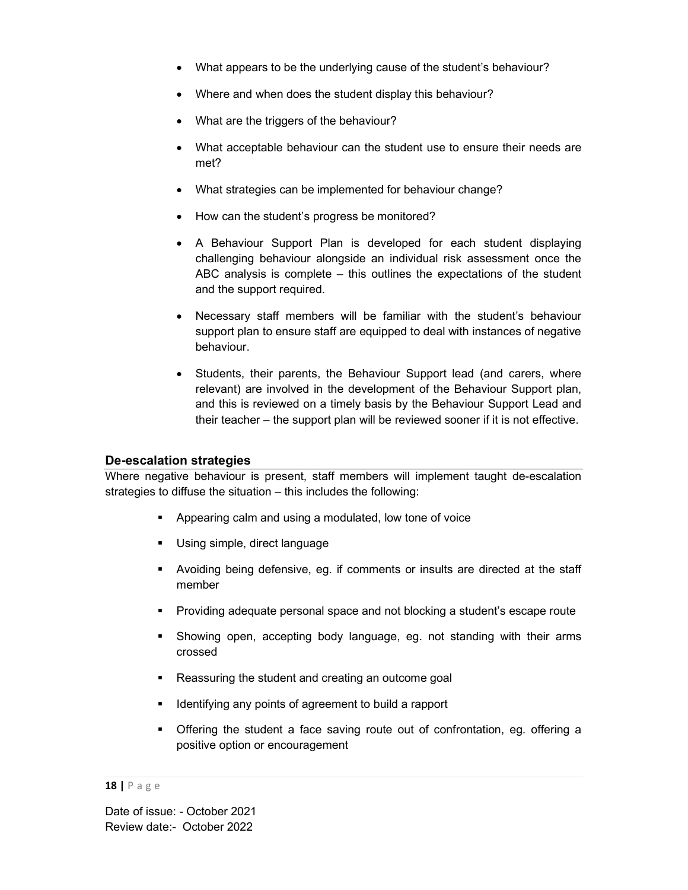- What appears to be the underlying cause of the student's behaviour?
- Where and when does the student display this behaviour?
- What are the triggers of the behaviour?
- What acceptable behaviour can the student use to ensure their needs are met?
- What strategies can be implemented for behaviour change?
- How can the student's progress be monitored?
- A Behaviour Support Plan is developed for each student displaying challenging behaviour alongside an individual risk assessment once the ABC analysis is complete – this outlines the expectations of the student and the support required.
- Necessary staff members will be familiar with the student's behaviour support plan to ensure staff are equipped to deal with instances of negative behaviour.
- Students, their parents, the Behaviour Support lead (and carers, where relevant) are involved in the development of the Behaviour Support plan, and this is reviewed on a timely basis by the Behaviour Support Lead and their teacher – the support plan will be reviewed sooner if it is not effective.

## De-escalation strategies

Where negative behaviour is present, staff members will implement taught de-escalation strategies to diffuse the situation – this includes the following:

- Appearing calm and using a modulated, low tone of voice
- Using simple, direct language
- Avoiding being defensive, eg. if comments or insults are directed at the staff member
- Providing adequate personal space and not blocking a student's escape route
- Showing open, accepting body language, eg. not standing with their arms crossed
- Reassuring the student and creating an outcome goal
- Identifying any points of agreement to build a rapport
- Offering the student a face saving route out of confrontation, eg. offering a positive option or encouragement

Date of issue: - October 2021
Review date:- October 2022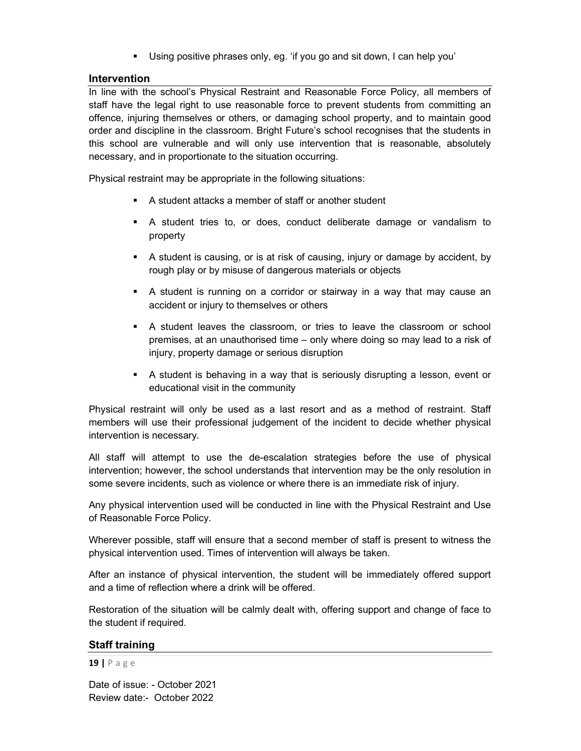- Using positive phrases only, eg. 'if you go and sit down, I can help you'

## Intervention

In line with the school's Physical Restraint and Reasonable Force Policy, all members of staff have the legal right to use reasonable force to prevent students from committing an offence, injuring themselves or others, or damaging school property, and to maintain good order and discipline in the classroom. Bright Future's school recognises that the students in this school are vulnerable and will only use intervention that is reasonable, absolutely necessary, and in proportionate to the situation occurring.

Physical restraint may be appropriate in the following situations:

- A student attacks a member of staff or another student
- A student tries to, or does, conduct deliberate damage or vandalism to property
- A student is causing, or is at risk of causing, injury or damage by accident, by rough play or by misuse of dangerous materials or objects
- A student is running on a corridor or stairway in a way that may cause an accident or injury to themselves or others
- A student leaves the classroom, or tries to leave the classroom or school premises, at an unauthorised time – only where doing so may lead to a risk of injury, property damage or serious disruption
- A student is behaving in a way that is seriously disrupting a lesson, event or educational visit in the community

Physical restraint will only be used as a last resort and as a method of restraint. Staff members will use their professional judgement of the incident to decide whether physical intervention is necessary.

All staff will attempt to use the de-escalation strategies before the use of physical intervention; however, the school understands that intervention may be the only resolution in some severe incidents, such as violence or where there is an immediate risk of injury.

Any physical intervention used will be conducted in line with the Physical Restraint and Use of Reasonable Force Policy.

Wherever possible, staff will ensure that a second member of staff is present to witness the physical intervention used. Times of intervention will always be taken.

After an instance of physical intervention, the student will be immediately offered support and a time of reflection where a drink will be offered.

Restoration of the situation will be calmly dealt with, offering support and change of face to the student if required.

## Staff training

Date of issue: - October 2021
Review date:- October 2022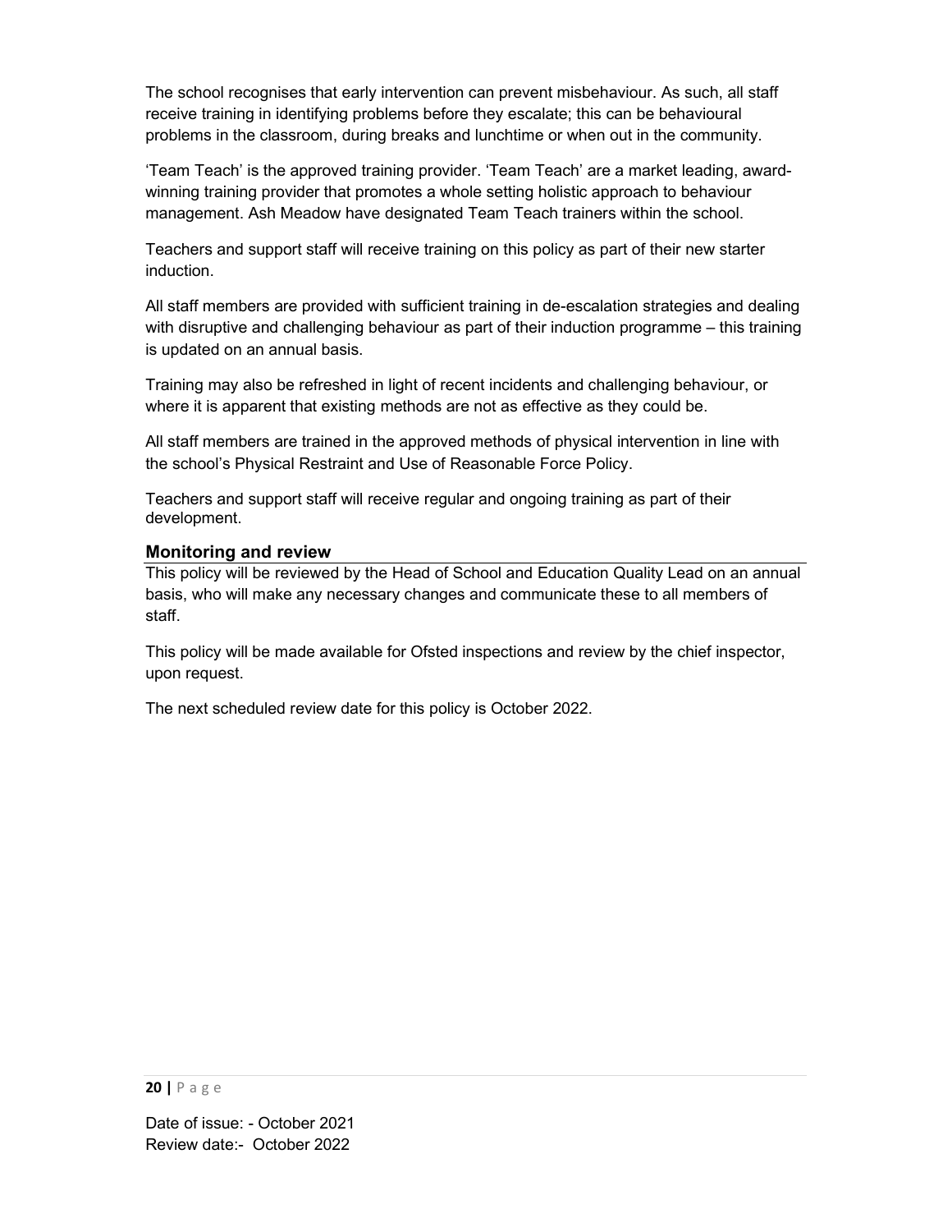The school recognises that early intervention can prevent misbehaviour. As such, all staff receive training in identifying problems before they escalate; this can be behavioural problems in the classroom, during breaks and lunchtime or when out in the community.

'Team Teach' is the approved training provider. 'Team Teach' are a market leading, award-winning training provider that promotes a whole setting holistic approach to behaviour management. Ash Meadow have designated Team Teach trainers within the school.

Teachers and support staff will receive training on this policy as part of their new starter induction.

All staff members are provided with sufficient training in de-escalation strategies and dealing with disruptive and challenging behaviour as part of their induction programme – this training is updated on an annual basis.

Training may also be refreshed in light of recent incidents and challenging behaviour, or where it is apparent that existing methods are not as effective as they could be.

All staff members are trained in the approved methods of physical intervention in line with the school's Physical Restraint and Use of Reasonable Force Policy.

Teachers and support staff will receive regular and ongoing training as part of their development.

## Monitoring and review

This policy will be reviewed by the Head of School and Education Quality Lead on an annual basis, who will make any necessary changes and communicate these to all members of staff.

This policy will be made available for Ofsted inspections and review by the chief inspector, upon request.

The next scheduled review date for this policy is October 2022.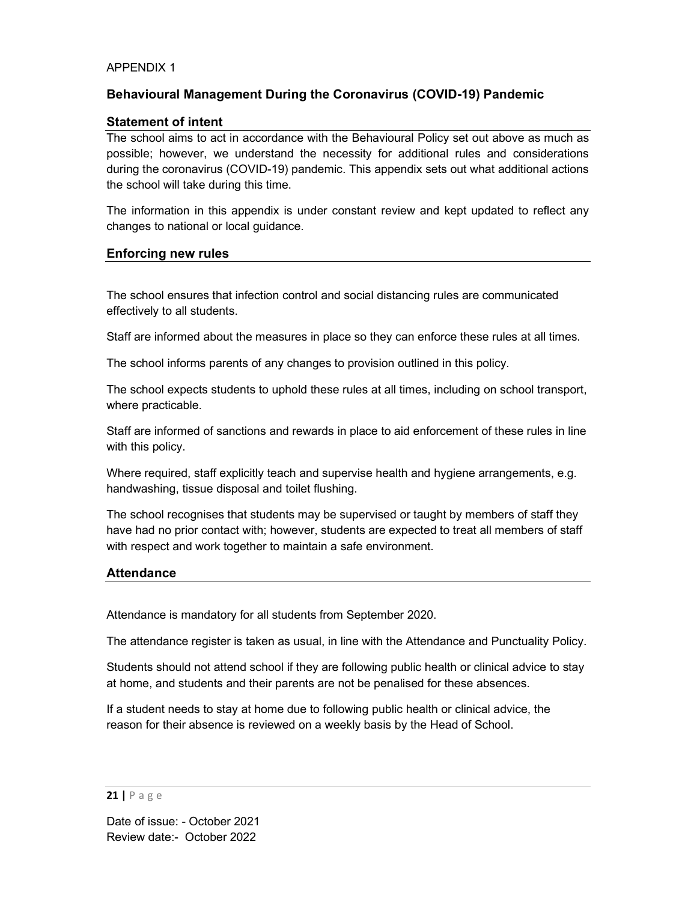APPENDIX 1

## Behavioural Management During the Coronavirus (COVID-19) Pandemic

### Statement of intent

The school aims to act in accordance with the Behavioural Policy set out above as much as possible; however, we understand the necessity for additional rules and considerations during the coronavirus (COVID-19) pandemic. This appendix sets out what additional actions the school will take during this time.

The information in this appendix is under constant review and kept updated to reflect any changes to national or local guidance.

### Enforcing new rules

The school ensures that infection control and social distancing rules are communicated effectively to all students.

Staff are informed about the measures in place so they can enforce these rules at all times.

The school informs parents of any changes to provision outlined in this policy.

The school expects students to uphold these rules at all times, including on school transport, where practicable.

Staff are informed of sanctions and rewards in place to aid enforcement of these rules in line with this policy.

Where required, staff explicitly teach and supervise health and hygiene arrangements, e.g. handwashing, tissue disposal and toilet flushing.

The school recognises that students may be supervised or taught by members of staff they have had no prior contact with; however, students are expected to treat all members of staff with respect and work together to maintain a safe environment.

### Attendance

Attendance is mandatory for all students from September 2020.

The attendance register is taken as usual, in line with the Attendance and Punctuality Policy.

Students should not attend school if they are following public health or clinical advice to stay at home, and students and their parents are not be penalised for these absences.

If a student needs to stay at home due to following public health or clinical advice, the reason for their absence is reviewed on a weekly basis by the Head of School.

Date of issue: - October 2021
Review date:- October 2022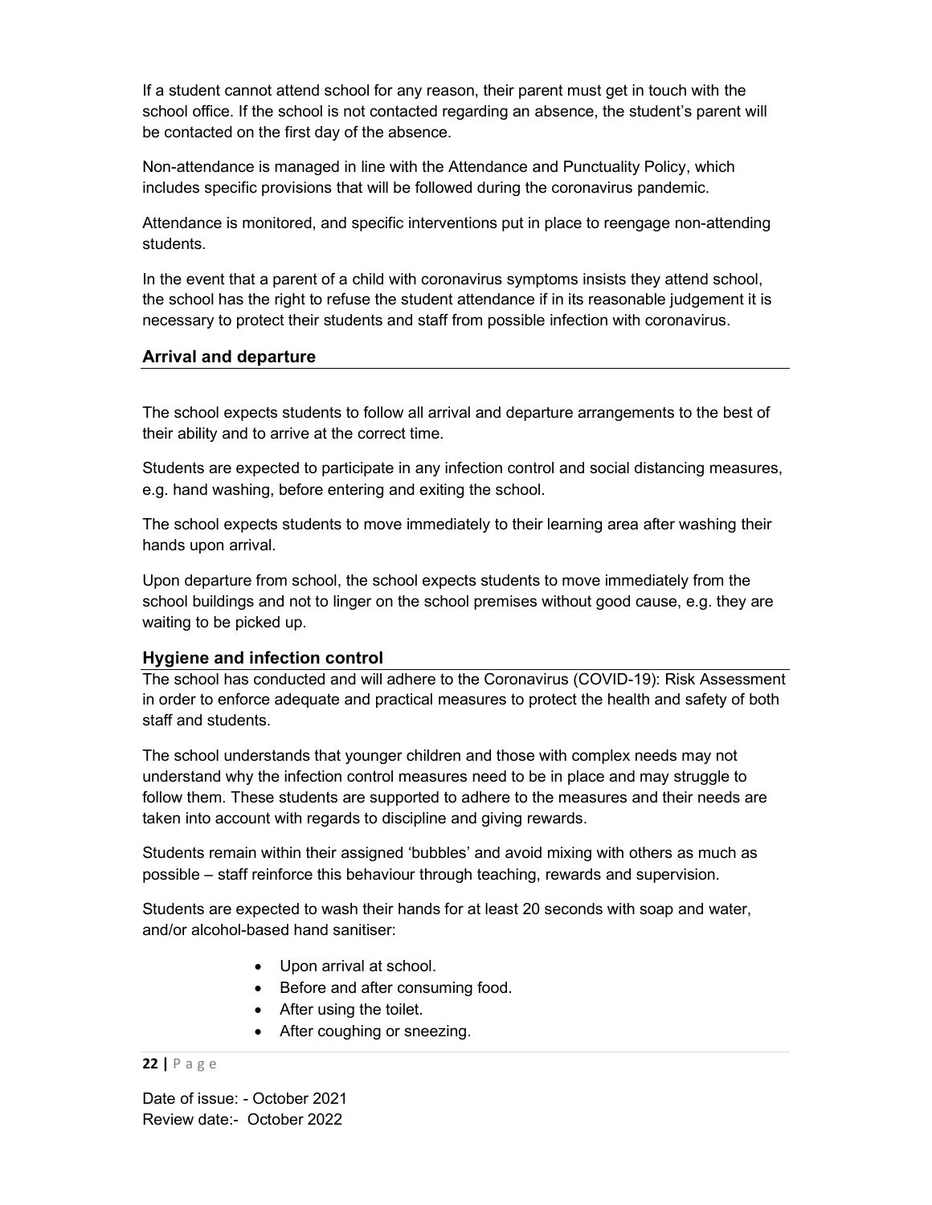If a student cannot attend school for any reason, their parent must get in touch with the school office. If the school is not contacted regarding an absence, the student's parent will be contacted on the first day of the absence.

Non-attendance is managed in line with the Attendance and Punctuality Policy, which includes specific provisions that will be followed during the coronavirus pandemic.

Attendance is monitored, and specific interventions put in place to reengage non-attending students.

In the event that a parent of a child with coronavirus symptoms insists they attend school, the school has the right to refuse the student attendance if in its reasonable judgement it is necessary to protect their students and staff from possible infection with coronavirus.

## Arrival and departure

The school expects students to follow all arrival and departure arrangements to the best of their ability and to arrive at the correct time.

Students are expected to participate in any infection control and social distancing measures, e.g. hand washing, before entering and exiting the school.

The school expects students to move immediately to their learning area after washing their hands upon arrival.

Upon departure from school, the school expects students to move immediately from the school buildings and not to linger on the school premises without good cause, e.g. they are waiting to be picked up.

## Hygiene and infection control

The school has conducted and will adhere to the Coronavirus (COVID-19): Risk Assessment in order to enforce adequate and practical measures to protect the health and safety of both staff and students.

The school understands that younger children and those with complex needs may not understand why the infection control measures need to be in place and may struggle to follow them. These students are supported to adhere to the measures and their needs are taken into account with regards to discipline and giving rewards.

Students remain within their assigned 'bubbles' and avoid mixing with others as much as possible – staff reinforce this behaviour through teaching, rewards and supervision.

Students are expected to wash their hands for at least 20 seconds with soap and water, and/or alcohol-based hand sanitiser:

- Upon arrival at school.
- Before and after consuming food.
- After using the toilet.
- After coughing or sneezing.

Date of issue: - October 2021
Review date:- October 2022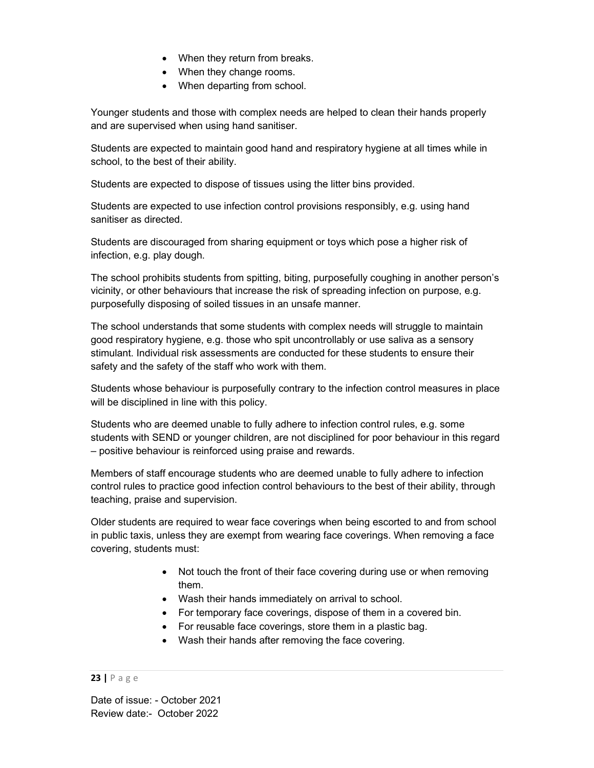- When they return from breaks.
- When they change rooms.
- When departing from school.

Younger students and those with complex needs are helped to clean their hands properly and are supervised when using hand sanitiser.

Students are expected to maintain good hand and respiratory hygiene at all times while in school, to the best of their ability.

Students are expected to dispose of tissues using the litter bins provided.

Students are expected to use infection control provisions responsibly, e.g. using hand sanitiser as directed.

Students are discouraged from sharing equipment or toys which pose a higher risk of infection, e.g. play dough.

The school prohibits students from spitting, biting, purposefully coughing in another person's vicinity, or other behaviours that increase the risk of spreading infection on purpose, e.g. purposefully disposing of soiled tissues in an unsafe manner.

The school understands that some students with complex needs will struggle to maintain good respiratory hygiene, e.g. those who spit uncontrollably or use saliva as a sensory stimulant. Individual risk assessments are conducted for these students to ensure their safety and the safety of the staff who work with them.

Students whose behaviour is purposefully contrary to the infection control measures in place will be disciplined in line with this policy.

Students who are deemed unable to fully adhere to infection control rules, e.g. some students with SEND or younger children, are not disciplined for poor behaviour in this regard – positive behaviour is reinforced using praise and rewards.

Members of staff encourage students who are deemed unable to fully adhere to infection control rules to practice good infection control behaviours to the best of their ability, through teaching, praise and supervision.

Older students are required to wear face coverings when being escorted to and from school in public taxis, unless they are exempt from wearing face coverings. When removing a face covering, students must:

- Not touch the front of their face covering during use or when removing them.
- Wash their hands immediately on arrival to school.
- For temporary face coverings, dispose of them in a covered bin.
- For reusable face coverings, store them in a plastic bag.
- Wash their hands after removing the face covering.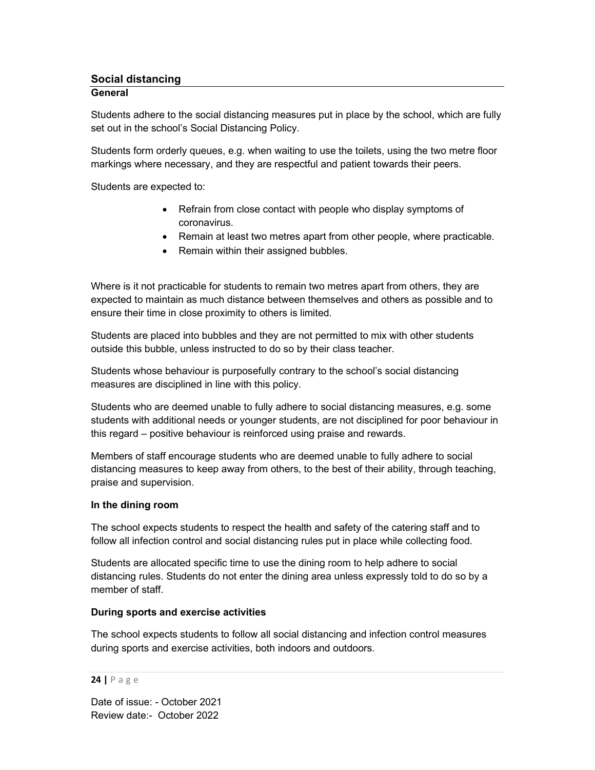## Social distancing

### General

Students adhere to the social distancing measures put in place by the school, which are fully set out in the school's Social Distancing Policy.

Students form orderly queues, e.g. when waiting to use the toilets, using the two metre floor markings where necessary, and they are respectful and patient towards their peers.

Students are expected to:

- Refrain from close contact with people who display symptoms of coronavirus.
- Remain at least two metres apart from other people, where practicable.
- Remain within their assigned bubbles.

Where is it not practicable for students to remain two metres apart from others, they are expected to maintain as much distance between themselves and others as possible and to ensure their time in close proximity to others is limited.

Students are placed into bubbles and they are not permitted to mix with other students outside this bubble, unless instructed to do so by their class teacher.

Students whose behaviour is purposefully contrary to the school's social distancing measures are disciplined in line with this policy.

Students who are deemed unable to fully adhere to social distancing measures, e.g. some students with additional needs or younger students, are not disciplined for poor behaviour in this regard – positive behaviour is reinforced using praise and rewards.

Members of staff encourage students who are deemed unable to fully adhere to social distancing measures to keep away from others, to the best of their ability, through teaching, praise and supervision.

**In the dining room**

The school expects students to respect the health and safety of the catering staff and to follow all infection control and social distancing rules put in place while collecting food.

Students are allocated specific time to use the dining room to help adhere to social distancing rules. Students do not enter the dining area unless expressly told to do so by a member of staff.

**During sports and exercise activities**

The school expects students to follow all social distancing and infection control measures during sports and exercise activities, both indoors and outdoors.

Date of issue: - October 2021
Review date:- October 2022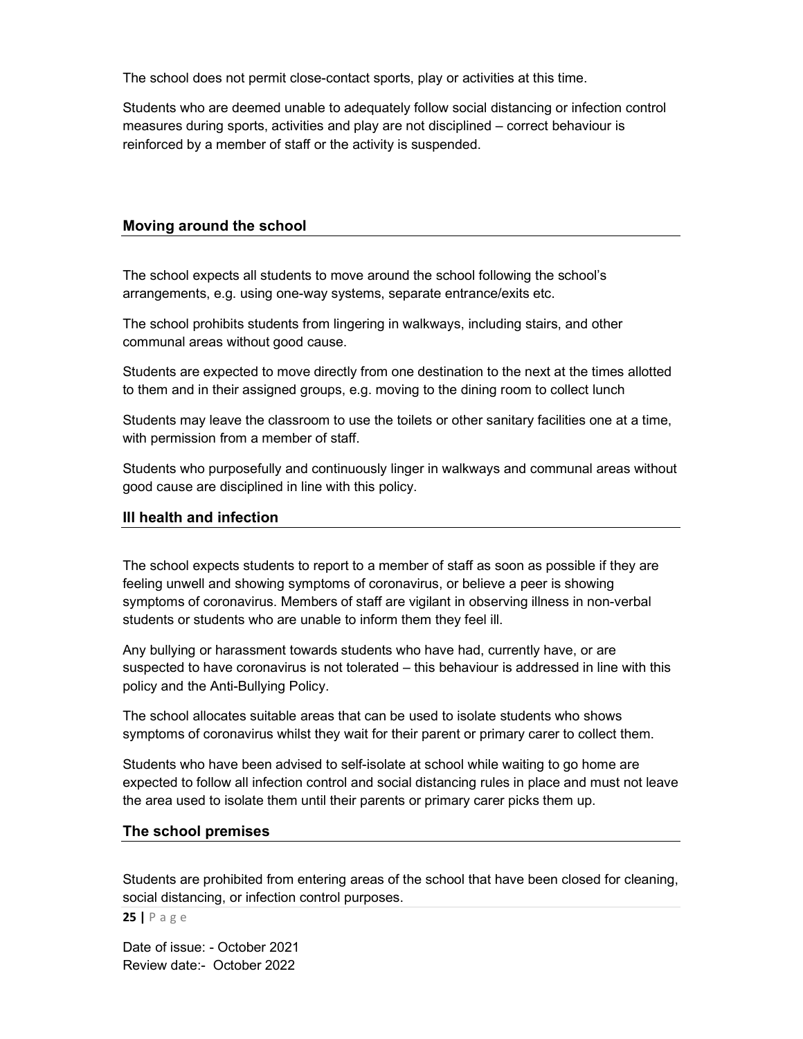The school does not permit close-contact sports, play or activities at this time.

Students who are deemed unable to adequately follow social distancing or infection control measures during sports, activities and play are not disciplined – correct behaviour is reinforced by a member of staff or the activity is suspended.

## Moving around the school

The school expects all students to move around the school following the school's arrangements, e.g. using one-way systems, separate entrance/exits etc.

The school prohibits students from lingering in walkways, including stairs, and other communal areas without good cause.

Students are expected to move directly from one destination to the next at the times allotted to them and in their assigned groups, e.g. moving to the dining room to collect lunch

Students may leave the classroom to use the toilets or other sanitary facilities one at a time, with permission from a member of staff.

Students who purposefully and continuously linger in walkways and communal areas without good cause are disciplined in line with this policy.

## Ill health and infection

The school expects students to report to a member of staff as soon as possible if they are feeling unwell and showing symptoms of coronavirus, or believe a peer is showing symptoms of coronavirus. Members of staff are vigilant in observing illness in non-verbal students or students who are unable to inform them they feel ill.

Any bullying or harassment towards students who have had, currently have, or are suspected to have coronavirus is not tolerated – this behaviour is addressed in line with this policy and the Anti-Bullying Policy.

The school allocates suitable areas that can be used to isolate students who shows symptoms of coronavirus whilst they wait for their parent or primary carer to collect them.

Students who have been advised to self-isolate at school while waiting to go home are expected to follow all infection control and social distancing rules in place and must not leave the area used to isolate them until their parents or primary carer picks them up.

## The school premises

Students are prohibited from entering areas of the school that have been closed for cleaning, social distancing, or infection control purposes.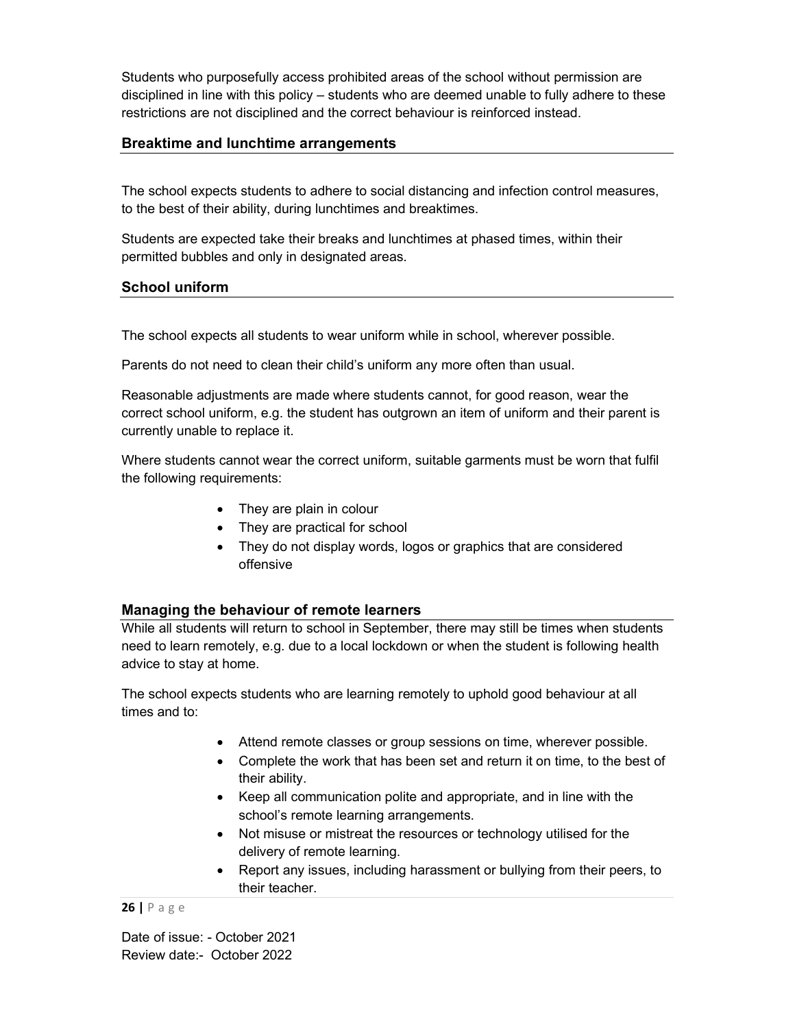Students who purposefully access prohibited areas of the school without permission are disciplined in line with this policy – students who are deemed unable to fully adhere to these restrictions are not disciplined and the correct behaviour is reinforced instead.

## Breaktime and lunchtime arrangements

The school expects students to adhere to social distancing and infection control measures, to the best of their ability, during lunchtimes and breaktimes.

Students are expected take their breaks and lunchtimes at phased times, within their permitted bubbles and only in designated areas.

## School uniform

The school expects all students to wear uniform while in school, wherever possible.

Parents do not need to clean their child's uniform any more often than usual.

Reasonable adjustments are made where students cannot, for good reason, wear the correct school uniform, e.g. the student has outgrown an item of uniform and their parent is currently unable to replace it.

Where students cannot wear the correct uniform, suitable garments must be worn that fulfil the following requirements:

- They are plain in colour
- They are practical for school
- They do not display words, logos or graphics that are considered offensive

## Managing the behaviour of remote learners

While all students will return to school in September, there may still be times when students need to learn remotely, e.g. due to a local lockdown or when the student is following health advice to stay at home.

The school expects students who are learning remotely to uphold good behaviour at all times and to:

- Attend remote classes or group sessions on time, wherever possible.
- Complete the work that has been set and return it on time, to the best of their ability.
- Keep all communication polite and appropriate, and in line with the school's remote learning arrangements.
- Not misuse or mistreat the resources or technology utilised for the delivery of remote learning.
- Report any issues, including harassment or bullying from their peers, to their teacher.

Date of issue: - October 2021
Review date:- October 2022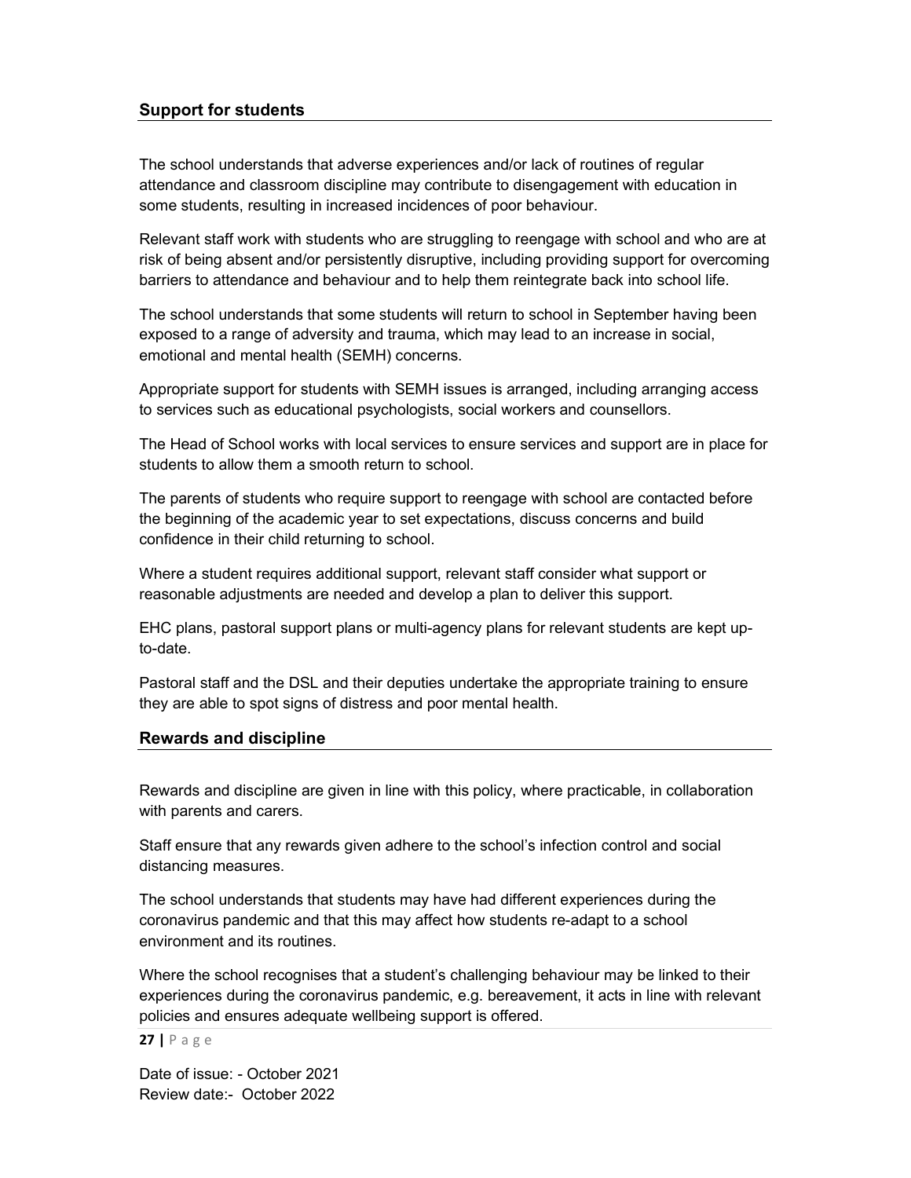## Support for students

The school understands that adverse experiences and/or lack of routines of regular attendance and classroom discipline may contribute to disengagement with education in some students, resulting in increased incidences of poor behaviour.

Relevant staff work with students who are struggling to reengage with school and who are at risk of being absent and/or persistently disruptive, including providing support for overcoming barriers to attendance and behaviour and to help them reintegrate back into school life.

The school understands that some students will return to school in September having been exposed to a range of adversity and trauma, which may lead to an increase in social, emotional and mental health (SEMH) concerns.

Appropriate support for students with SEMH issues is arranged, including arranging access to services such as educational psychologists, social workers and counsellors.

The Head of School works with local services to ensure services and support are in place for students to allow them a smooth return to school.

The parents of students who require support to reengage with school are contacted before the beginning of the academic year to set expectations, discuss concerns and build confidence in their child returning to school.

Where a student requires additional support, relevant staff consider what support or reasonable adjustments are needed and develop a plan to deliver this support.

EHC plans, pastoral support plans or multi-agency plans for relevant students are kept up-to-date.

Pastoral staff and the DSL and their deputies undertake the appropriate training to ensure they are able to spot signs of distress and poor mental health.

## Rewards and discipline

Rewards and discipline are given in line with this policy, where practicable, in collaboration with parents and carers.

Staff ensure that any rewards given adhere to the school's infection control and social distancing measures.

The school understands that students may have had different experiences during the coronavirus pandemic and that this may affect how students re-adapt to a school environment and its routines.

Where the school recognises that a student's challenging behaviour may be linked to their experiences during the coronavirus pandemic, e.g. bereavement, it acts in line with relevant policies and ensures adequate wellbeing support is offered.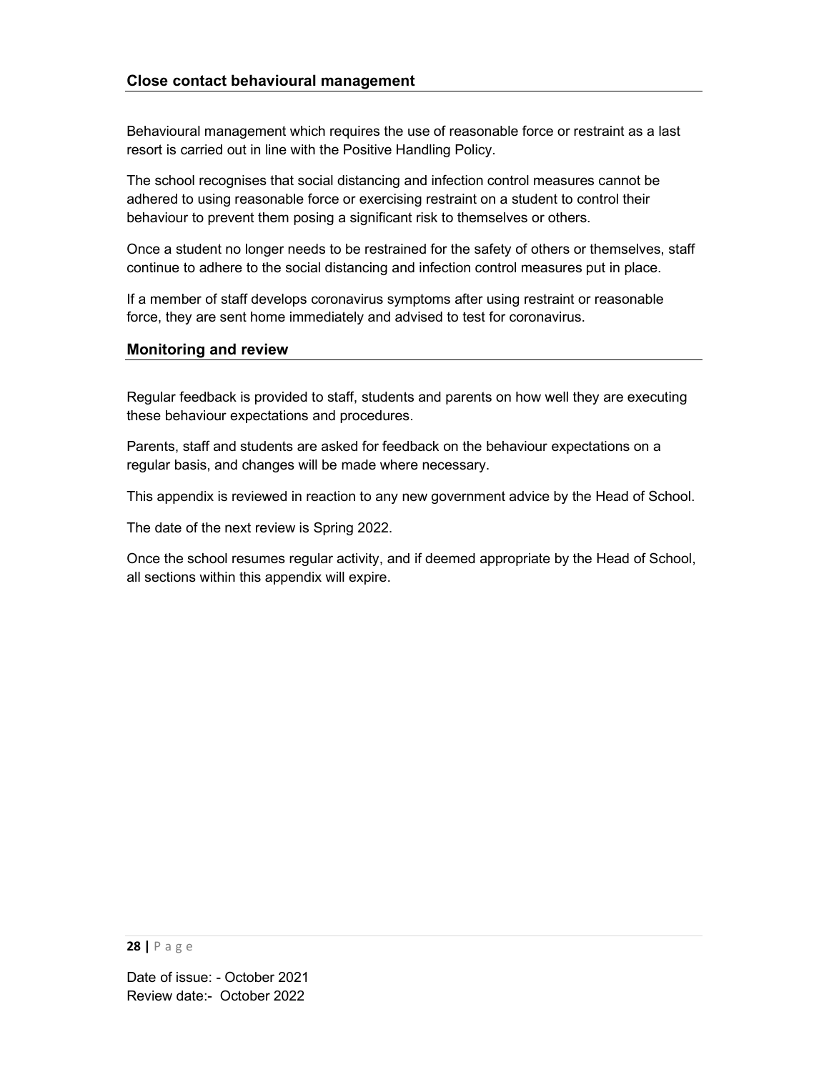## Close contact behavioural management

Behavioural management which requires the use of reasonable force or restraint as a last resort is carried out in line with the Positive Handling Policy.

The school recognises that social distancing and infection control measures cannot be adhered to using reasonable force or exercising restraint on a student to control their behaviour to prevent them posing a significant risk to themselves or others.

Once a student no longer needs to be restrained for the safety of others or themselves, staff continue to adhere to the social distancing and infection control measures put in place.

If a member of staff develops coronavirus symptoms after using restraint or reasonable force, they are sent home immediately and advised to test for coronavirus.

## Monitoring and review

Regular feedback is provided to staff, students and parents on how well they are executing these behaviour expectations and procedures.

Parents, staff and students are asked for feedback on the behaviour expectations on a regular basis, and changes will be made where necessary.

This appendix is reviewed in reaction to any new government advice by the Head of School.

The date of the next review is Spring 2022.

Once the school resumes regular activity, and if deemed appropriate by the Head of School, all sections within this appendix will expire.